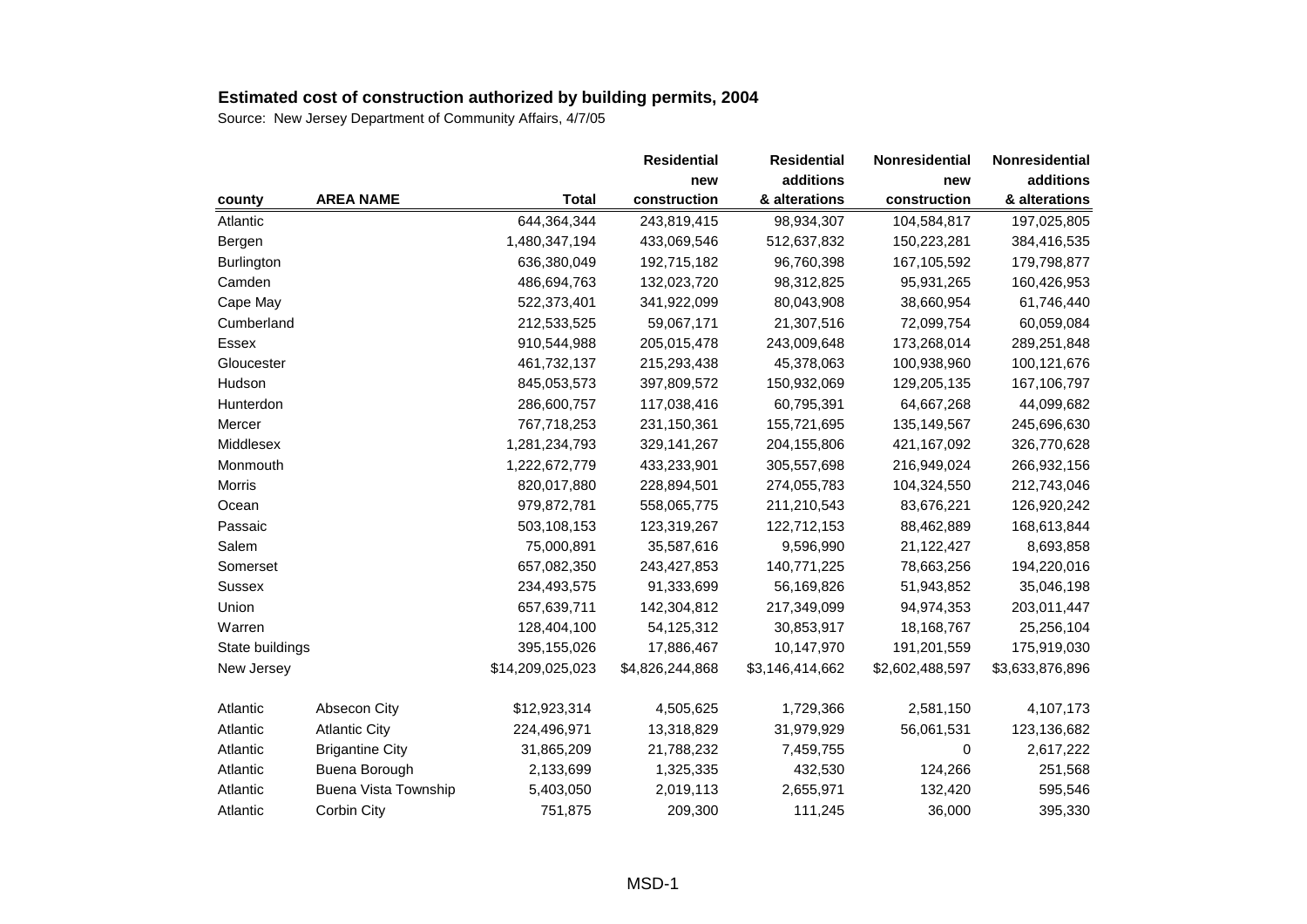## Estimated cost of construction authorized by building permits, 2004

Source: New Jersey Department of Community Affairs, 4/7/05

| county | AREA NAME | Total | Residential new construction | Residential additions & alterations | Nonresidential new construction | Nonresidential additions & alterations |
|---|---|---|---|---|---|---|
| Atlantic | | 644,364,344 | 243,819,415 | 98,934,307 | 104,584,817 | 197,025,805 |
| Bergen | | 1,480,347,194 | 433,069,546 | 512,637,832 | 150,223,281 | 384,416,535 |
| Burlington | | 636,380,049 | 192,715,182 | 96,760,398 | 167,105,592 | 179,798,877 |
| Camden | | 486,694,763 | 132,023,720 | 98,312,825 | 95,931,265 | 160,426,953 |
| Cape May | | 522,373,401 | 341,922,099 | 80,043,908 | 38,660,954 | 61,746,440 |
| Cumberland | | 212,533,525 | 59,067,171 | 21,307,516 | 72,099,754 | 60,059,084 |
| Essex | | 910,544,988 | 205,015,478 | 243,009,648 | 173,268,014 | 289,251,848 |
| Gloucester | | 461,732,137 | 215,293,438 | 45,378,063 | 100,938,960 | 100,121,676 |
| Hudson | | 845,053,573 | 397,809,572 | 150,932,069 | 129,205,135 | 167,106,797 |
| Hunterdon | | 286,600,757 | 117,038,416 | 60,795,391 | 64,667,268 | 44,099,682 |
| Mercer | | 767,718,253 | 231,150,361 | 155,721,695 | 135,149,567 | 245,696,630 |
| Middlesex | | 1,281,234,793 | 329,141,267 | 204,155,806 | 421,167,092 | 326,770,628 |
| Monmouth | | 1,222,672,779 | 433,233,901 | 305,557,698 | 216,949,024 | 266,932,156 |
| Morris | | 820,017,880 | 228,894,501 | 274,055,783 | 104,324,550 | 212,743,046 |
| Ocean | | 979,872,781 | 558,065,775 | 211,210,543 | 83,676,221 | 126,920,242 |
| Passaic | | 503,108,153 | 123,319,267 | 122,712,153 | 88,462,889 | 168,613,844 |
| Salem | | 75,000,891 | 35,587,616 | 9,596,990 | 21,122,427 | 8,693,858 |
| Somerset | | 657,082,350 | 243,427,853 | 140,771,225 | 78,663,256 | 194,220,016 |
| Sussex | | 234,493,575 | 91,333,699 | 56,169,826 | 51,943,852 | 35,046,198 |
| Union | | 657,639,711 | 142,304,812 | 217,349,099 | 94,974,353 | 203,011,447 |
| Warren | | 128,404,100 | 54,125,312 | 30,853,917 | 18,168,767 | 25,256,104 |
| State buildings | | 395,155,026 | 17,886,467 | 10,147,970 | 191,201,559 | 175,919,030 |
| New Jersey | | $14,209,025,023 | $4,826,244,868 | $3,146,414,662 | $2,602,488,597 | $3,633,876,896 |
| | | | | | | |
| Atlantic | Absecon City | $12,923,314 | 4,505,625 | 1,729,366 | 2,581,150 | 4,107,173 |
| Atlantic | Atlantic City | 224,496,971 | 13,318,829 | 31,979,929 | 56,061,531 | 123,136,682 |
| Atlantic | Brigantine City | 31,865,209 | 21,788,232 | 7,459,755 | 0 | 2,617,222 |
| Atlantic | Buena Borough | 2,133,699 | 1,325,335 | 432,530 | 124,266 | 251,568 |
| Atlantic | Buena Vista Township | 5,403,050 | 2,019,113 | 2,655,971 | 132,420 | 595,546 |
| Atlantic | Corbin City | 751,875 | 209,300 | 111,245 | 36,000 | 395,330 |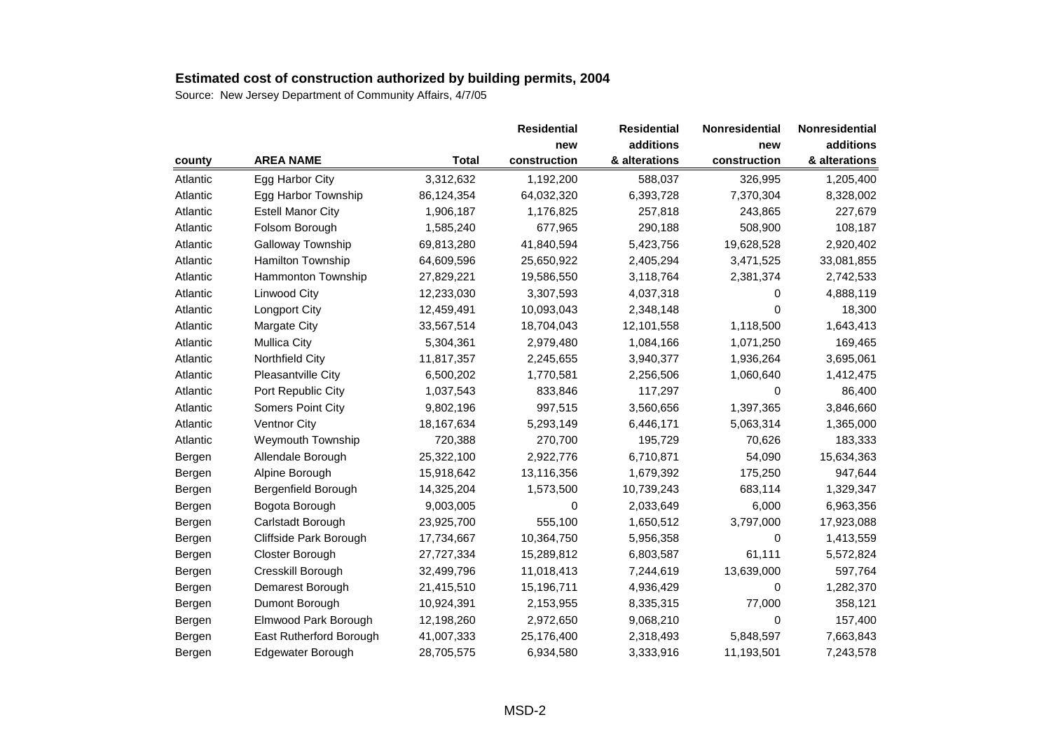## Estimated cost of construction authorized by building permits, 2004

Source: New Jersey Department of Community Affairs, 4/7/05

| county | AREA NAME | Total | Residential new construction | Residential additions & alterations | Nonresidential new construction | Nonresidential additions & alterations |
|---|---|---|---|---|---|---|
| Atlantic | Egg Harbor City | 3,312,632 | 1,192,200 | 588,037 | 326,995 | 1,205,400 |
| Atlantic | Egg Harbor Township | 86,124,354 | 64,032,320 | 6,393,728 | 7,370,304 | 8,328,002 |
| Atlantic | Estell Manor City | 1,906,187 | 1,176,825 | 257,818 | 243,865 | 227,679 |
| Atlantic | Folsom Borough | 1,585,240 | 677,965 | 290,188 | 508,900 | 108,187 |
| Atlantic | Galloway Township | 69,813,280 | 41,840,594 | 5,423,756 | 19,628,528 | 2,920,402 |
| Atlantic | Hamilton Township | 64,609,596 | 25,650,922 | 2,405,294 | 3,471,525 | 33,081,855 |
| Atlantic | Hammonton Township | 27,829,221 | 19,586,550 | 3,118,764 | 2,381,374 | 2,742,533 |
| Atlantic | Linwood City | 12,233,030 | 3,307,593 | 4,037,318 | 0 | 4,888,119 |
| Atlantic | Longport City | 12,459,491 | 10,093,043 | 2,348,148 | 0 | 18,300 |
| Atlantic | Margate City | 33,567,514 | 18,704,043 | 12,101,558 | 1,118,500 | 1,643,413 |
| Atlantic | Mullica City | 5,304,361 | 2,979,480 | 1,084,166 | 1,071,250 | 169,465 |
| Atlantic | Northfield City | 11,817,357 | 2,245,655 | 3,940,377 | 1,936,264 | 3,695,061 |
| Atlantic | Pleasantville City | 6,500,202 | 1,770,581 | 2,256,506 | 1,060,640 | 1,412,475 |
| Atlantic | Port Republic City | 1,037,543 | 833,846 | 117,297 | 0 | 86,400 |
| Atlantic | Somers Point City | 9,802,196 | 997,515 | 3,560,656 | 1,397,365 | 3,846,660 |
| Atlantic | Ventnor City | 18,167,634 | 5,293,149 | 6,446,171 | 5,063,314 | 1,365,000 |
| Atlantic | Weymouth Township | 720,388 | 270,700 | 195,729 | 70,626 | 183,333 |
| Bergen | Allendale Borough | 25,322,100 | 2,922,776 | 6,710,871 | 54,090 | 15,634,363 |
| Bergen | Alpine Borough | 15,918,642 | 13,116,356 | 1,679,392 | 175,250 | 947,644 |
| Bergen | Bergenfield Borough | 14,325,204 | 1,573,500 | 10,739,243 | 683,114 | 1,329,347 |
| Bergen | Bogota Borough | 9,003,005 | 0 | 2,033,649 | 6,000 | 6,963,356 |
| Bergen | Carlstadt Borough | 23,925,700 | 555,100 | 1,650,512 | 3,797,000 | 17,923,088 |
| Bergen | Cliffside Park Borough | 17,734,667 | 10,364,750 | 5,956,358 | 0 | 1,413,559 |
| Bergen | Closter Borough | 27,727,334 | 15,289,812 | 6,803,587 | 61,111 | 5,572,824 |
| Bergen | Cresskill Borough | 32,499,796 | 11,018,413 | 7,244,619 | 13,639,000 | 597,764 |
| Bergen | Demarest Borough | 21,415,510 | 15,196,711 | 4,936,429 | 0 | 1,282,370 |
| Bergen | Dumont Borough | 10,924,391 | 2,153,955 | 8,335,315 | 77,000 | 358,121 |
| Bergen | Elmwood Park Borough | 12,198,260 | 2,972,650 | 9,068,210 | 0 | 157,400 |
| Bergen | East Rutherford Borough | 41,007,333 | 25,176,400 | 2,318,493 | 5,848,597 | 7,663,843 |
| Bergen | Edgewater Borough | 28,705,575 | 6,934,580 | 3,333,916 | 11,193,501 | 7,243,578 |

MSD-2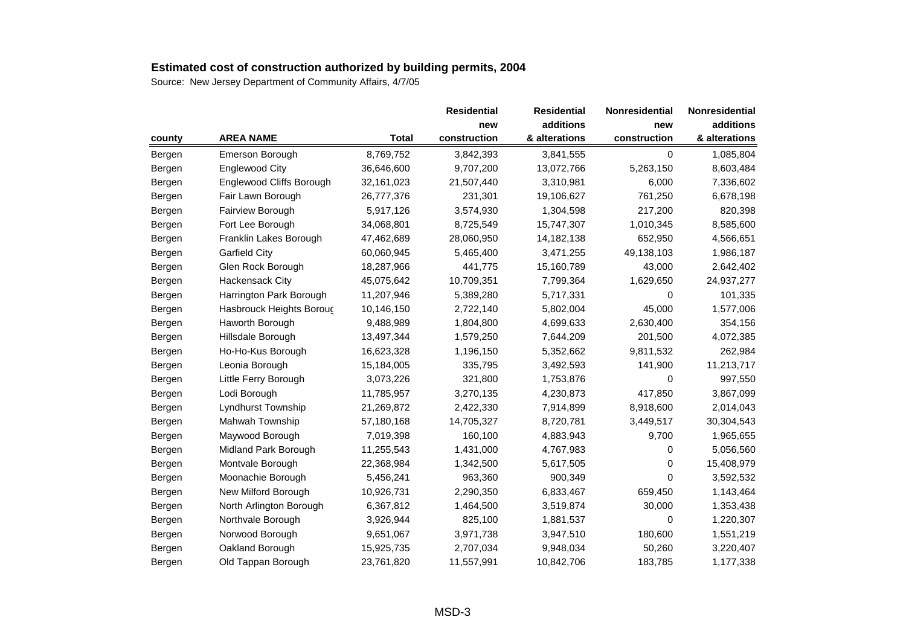# Estimated cost of construction authorized by building permits, 2004

Source: New Jersey Department of Community Affairs, 4/7/05

| county | AREA NAME | Total | Residential new construction | Residential additions & alterations | Nonresidential new construction | Nonresidential additions & alterations |
|---|---|---|---|---|---|---|
| Bergen | Emerson Borough | 8,769,752 | 3,842,393 | 3,841,555 | 0 | 1,085,804 |
| Bergen | Englewood City | 36,646,600 | 9,707,200 | 13,072,766 | 5,263,150 | 8,603,484 |
| Bergen | Englewood Cliffs Borough | 32,161,023 | 21,507,440 | 3,310,981 | 6,000 | 7,336,602 |
| Bergen | Fair Lawn Borough | 26,777,376 | 231,301 | 19,106,627 | 761,250 | 6,678,198 |
| Bergen | Fairview Borough | 5,917,126 | 3,574,930 | 1,304,598 | 217,200 | 820,398 |
| Bergen | Fort Lee Borough | 34,068,801 | 8,725,549 | 15,747,307 | 1,010,345 | 8,585,600 |
| Bergen | Franklin Lakes Borough | 47,462,689 | 28,060,950 | 14,182,138 | 652,950 | 4,566,651 |
| Bergen | Garfield City | 60,060,945 | 5,465,400 | 3,471,255 | 49,138,103 | 1,986,187 |
| Bergen | Glen Rock Borough | 18,287,966 | 441,775 | 15,160,789 | 43,000 | 2,642,402 |
| Bergen | Hackensack City | 45,075,642 | 10,709,351 | 7,799,364 | 1,629,650 | 24,937,277 |
| Bergen | Harrington Park Borough | 11,207,946 | 5,389,280 | 5,717,331 | 0 | 101,335 |
| Bergen | Hasbrouck Heights Boroug | 10,146,150 | 2,722,140 | 5,802,004 | 45,000 | 1,577,006 |
| Bergen | Haworth Borough | 9,488,989 | 1,804,800 | 4,699,633 | 2,630,400 | 354,156 |
| Bergen | Hillsdale Borough | 13,497,344 | 1,579,250 | 7,644,209 | 201,500 | 4,072,385 |
| Bergen | Ho-Ho-Kus Borough | 16,623,328 | 1,196,150 | 5,352,662 | 9,811,532 | 262,984 |
| Bergen | Leonia Borough | 15,184,005 | 335,795 | 3,492,593 | 141,900 | 11,213,717 |
| Bergen | Little Ferry Borough | 3,073,226 | 321,800 | 1,753,876 | 0 | 997,550 |
| Bergen | Lodi Borough | 11,785,957 | 3,270,135 | 4,230,873 | 417,850 | 3,867,099 |
| Bergen | Lyndhurst Township | 21,269,872 | 2,422,330 | 7,914,899 | 8,918,600 | 2,014,043 |
| Bergen | Mahwah Township | 57,180,168 | 14,705,327 | 8,720,781 | 3,449,517 | 30,304,543 |
| Bergen | Maywood Borough | 7,019,398 | 160,100 | 4,883,943 | 9,700 | 1,965,655 |
| Bergen | Midland Park Borough | 11,255,543 | 1,431,000 | 4,767,983 | 0 | 5,056,560 |
| Bergen | Montvale Borough | 22,368,984 | 1,342,500 | 5,617,505 | 0 | 15,408,979 |
| Bergen | Moonachie Borough | 5,456,241 | 963,360 | 900,349 | 0 | 3,592,532 |
| Bergen | New Milford Borough | 10,926,731 | 2,290,350 | 6,833,467 | 659,450 | 1,143,464 |
| Bergen | North Arlington Borough | 6,367,812 | 1,464,500 | 3,519,874 | 30,000 | 1,353,438 |
| Bergen | Northvale Borough | 3,926,944 | 825,100 | 1,881,537 | 0 | 1,220,307 |
| Bergen | Norwood Borough | 9,651,067 | 3,971,738 | 3,947,510 | 180,600 | 1,551,219 |
| Bergen | Oakland Borough | 15,925,735 | 2,707,034 | 9,948,034 | 50,260 | 3,220,407 |
| Bergen | Old Tappan Borough | 23,761,820 | 11,557,991 | 10,842,706 | 183,785 | 1,177,338 |

MSD-3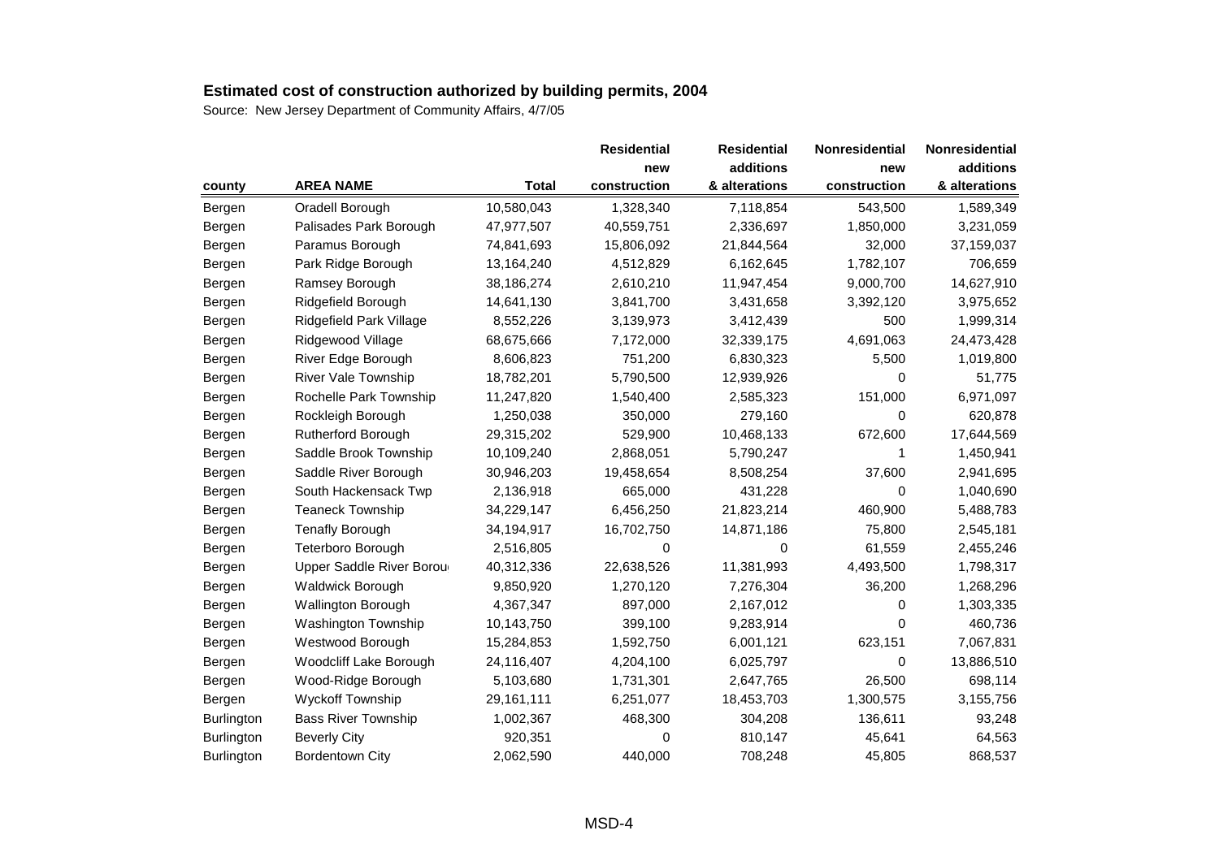## Estimated cost of construction authorized by building permits, 2004

Source: New Jersey Department of Community Affairs, 4/7/05

| county | AREA NAME | Total | Residential new construction | Residential additions & alterations | Nonresidential new construction | Nonresidential additions & alterations |
|---|---|---|---|---|---|---|
| Bergen | Oradell Borough | 10,580,043 | 1,328,340 | 7,118,854 | 543,500 | 1,589,349 |
| Bergen | Palisades Park Borough | 47,977,507 | 40,559,751 | 2,336,697 | 1,850,000 | 3,231,059 |
| Bergen | Paramus Borough | 74,841,693 | 15,806,092 | 21,844,564 | 32,000 | 37,159,037 |
| Bergen | Park Ridge Borough | 13,164,240 | 4,512,829 | 6,162,645 | 1,782,107 | 706,659 |
| Bergen | Ramsey Borough | 38,186,274 | 2,610,210 | 11,947,454 | 9,000,700 | 14,627,910 |
| Bergen | Ridgefield Borough | 14,641,130 | 3,841,700 | 3,431,658 | 3,392,120 | 3,975,652 |
| Bergen | Ridgefield Park Village | 8,552,226 | 3,139,973 | 3,412,439 | 500 | 1,999,314 |
| Bergen | Ridgewood Village | 68,675,666 | 7,172,000 | 32,339,175 | 4,691,063 | 24,473,428 |
| Bergen | River Edge Borough | 8,606,823 | 751,200 | 6,830,323 | 5,500 | 1,019,800 |
| Bergen | River Vale Township | 18,782,201 | 5,790,500 | 12,939,926 | 0 | 51,775 |
| Bergen | Rochelle Park Township | 11,247,820 | 1,540,400 | 2,585,323 | 151,000 | 6,971,097 |
| Bergen | Rockleigh Borough | 1,250,038 | 350,000 | 279,160 | 0 | 620,878 |
| Bergen | Rutherford Borough | 29,315,202 | 529,900 | 10,468,133 | 672,600 | 17,644,569 |
| Bergen | Saddle Brook Township | 10,109,240 | 2,868,051 | 5,790,247 | 1 | 1,450,941 |
| Bergen | Saddle River Borough | 30,946,203 | 19,458,654 | 8,508,254 | 37,600 | 2,941,695 |
| Bergen | South Hackensack Twp | 2,136,918 | 665,000 | 431,228 | 0 | 1,040,690 |
| Bergen | Teaneck Township | 34,229,147 | 6,456,250 | 21,823,214 | 460,900 | 5,488,783 |
| Bergen | Tenafly Borough | 34,194,917 | 16,702,750 | 14,871,186 | 75,800 | 2,545,181 |
| Bergen | Teterboro Borough | 2,516,805 | 0 | 0 | 61,559 | 2,455,246 |
| Bergen | Upper Saddle River Borou | 40,312,336 | 22,638,526 | 11,381,993 | 4,493,500 | 1,798,317 |
| Bergen | Waldwick Borough | 9,850,920 | 1,270,120 | 7,276,304 | 36,200 | 1,268,296 |
| Bergen | Wallington Borough | 4,367,347 | 897,000 | 2,167,012 | 0 | 1,303,335 |
| Bergen | Washington Township | 10,143,750 | 399,100 | 9,283,914 | 0 | 460,736 |
| Bergen | Westwood Borough | 15,284,853 | 1,592,750 | 6,001,121 | 623,151 | 7,067,831 |
| Bergen | Woodcliff Lake Borough | 24,116,407 | 4,204,100 | 6,025,797 | 0 | 13,886,510 |
| Bergen | Wood-Ridge Borough | 5,103,680 | 1,731,301 | 2,647,765 | 26,500 | 698,114 |
| Bergen | Wyckoff Township | 29,161,111 | 6,251,077 | 18,453,703 | 1,300,575 | 3,155,756 |
| Burlington | Bass River Township | 1,002,367 | 468,300 | 304,208 | 136,611 | 93,248 |
| Burlington | Beverly City | 920,351 | 0 | 810,147 | 45,641 | 64,563 |
| Burlington | Bordentown City | 2,062,590 | 440,000 | 708,248 | 45,805 | 868,537 |

MSD-4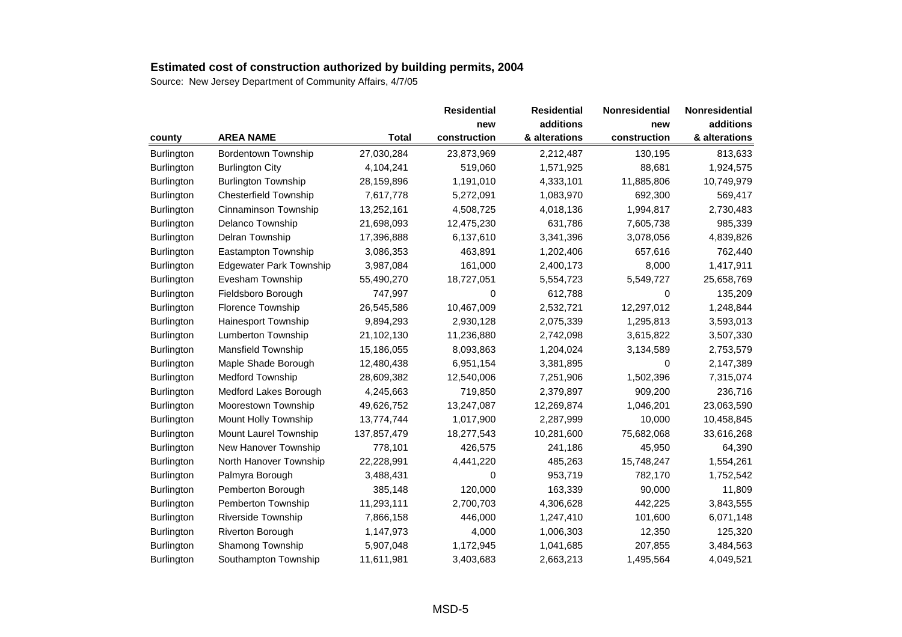**Estimated cost of construction authorized by building permits, 2004**

Source: New Jersey Department of Community Affairs, 4/7/05

| county | AREA NAME | Total | Residential new construction | Residential additions & alterations | Nonresidential new construction | Nonresidential additions & alterations |
|---|---|---|---|---|---|---|
| Burlington | Bordentown Township | 27,030,284 | 23,873,969 | 2,212,487 | 130,195 | 813,633 |
| Burlington | Burlington City | 4,104,241 | 519,060 | 1,571,925 | 88,681 | 1,924,575 |
| Burlington | Burlington Township | 28,159,896 | 1,191,010 | 4,333,101 | 11,885,806 | 10,749,979 |
| Burlington | Chesterfield Township | 7,617,778 | 5,272,091 | 1,083,970 | 692,300 | 569,417 |
| Burlington | Cinnaminson Township | 13,252,161 | 4,508,725 | 4,018,136 | 1,994,817 | 2,730,483 |
| Burlington | Delanco Township | 21,698,093 | 12,475,230 | 631,786 | 7,605,738 | 985,339 |
| Burlington | Delran Township | 17,396,888 | 6,137,610 | 3,341,396 | 3,078,056 | 4,839,826 |
| Burlington | Eastampton Township | 3,086,353 | 463,891 | 1,202,406 | 657,616 | 762,440 |
| Burlington | Edgewater Park Township | 3,987,084 | 161,000 | 2,400,173 | 8,000 | 1,417,911 |
| Burlington | Evesham Township | 55,490,270 | 18,727,051 | 5,554,723 | 5,549,727 | 25,658,769 |
| Burlington | Fieldsboro Borough | 747,997 | 0 | 612,788 | 0 | 135,209 |
| Burlington | Florence Township | 26,545,586 | 10,467,009 | 2,532,721 | 12,297,012 | 1,248,844 |
| Burlington | Hainesport Township | 9,894,293 | 2,930,128 | 2,075,339 | 1,295,813 | 3,593,013 |
| Burlington | Lumberton Township | 21,102,130 | 11,236,880 | 2,742,098 | 3,615,822 | 3,507,330 |
| Burlington | Mansfield Township | 15,186,055 | 8,093,863 | 1,204,024 | 3,134,589 | 2,753,579 |
| Burlington | Maple Shade Borough | 12,480,438 | 6,951,154 | 3,381,895 | 0 | 2,147,389 |
| Burlington | Medford Township | 28,609,382 | 12,540,006 | 7,251,906 | 1,502,396 | 7,315,074 |
| Burlington | Medford Lakes Borough | 4,245,663 | 719,850 | 2,379,897 | 909,200 | 236,716 |
| Burlington | Moorestown Township | 49,626,752 | 13,247,087 | 12,269,874 | 1,046,201 | 23,063,590 |
| Burlington | Mount Holly Township | 13,774,744 | 1,017,900 | 2,287,999 | 10,000 | 10,458,845 |
| Burlington | Mount Laurel Township | 137,857,479 | 18,277,543 | 10,281,600 | 75,682,068 | 33,616,268 |
| Burlington | New Hanover Township | 778,101 | 426,575 | 241,186 | 45,950 | 64,390 |
| Burlington | North Hanover Township | 22,228,991 | 4,441,220 | 485,263 | 15,748,247 | 1,554,261 |
| Burlington | Palmyra Borough | 3,488,431 | 0 | 953,719 | 782,170 | 1,752,542 |
| Burlington | Pemberton Borough | 385,148 | 120,000 | 163,339 | 90,000 | 11,809 |
| Burlington | Pemberton Township | 11,293,111 | 2,700,703 | 4,306,628 | 442,225 | 3,843,555 |
| Burlington | Riverside Township | 7,866,158 | 446,000 | 1,247,410 | 101,600 | 6,071,148 |
| Burlington | Riverton Borough | 1,147,973 | 4,000 | 1,006,303 | 12,350 | 125,320 |
| Burlington | Shamong Township | 5,907,048 | 1,172,945 | 1,041,685 | 207,855 | 3,484,563 |
| Burlington | Southampton Township | 11,611,981 | 3,403,683 | 2,663,213 | 1,495,564 | 4,049,521 |

MSD-5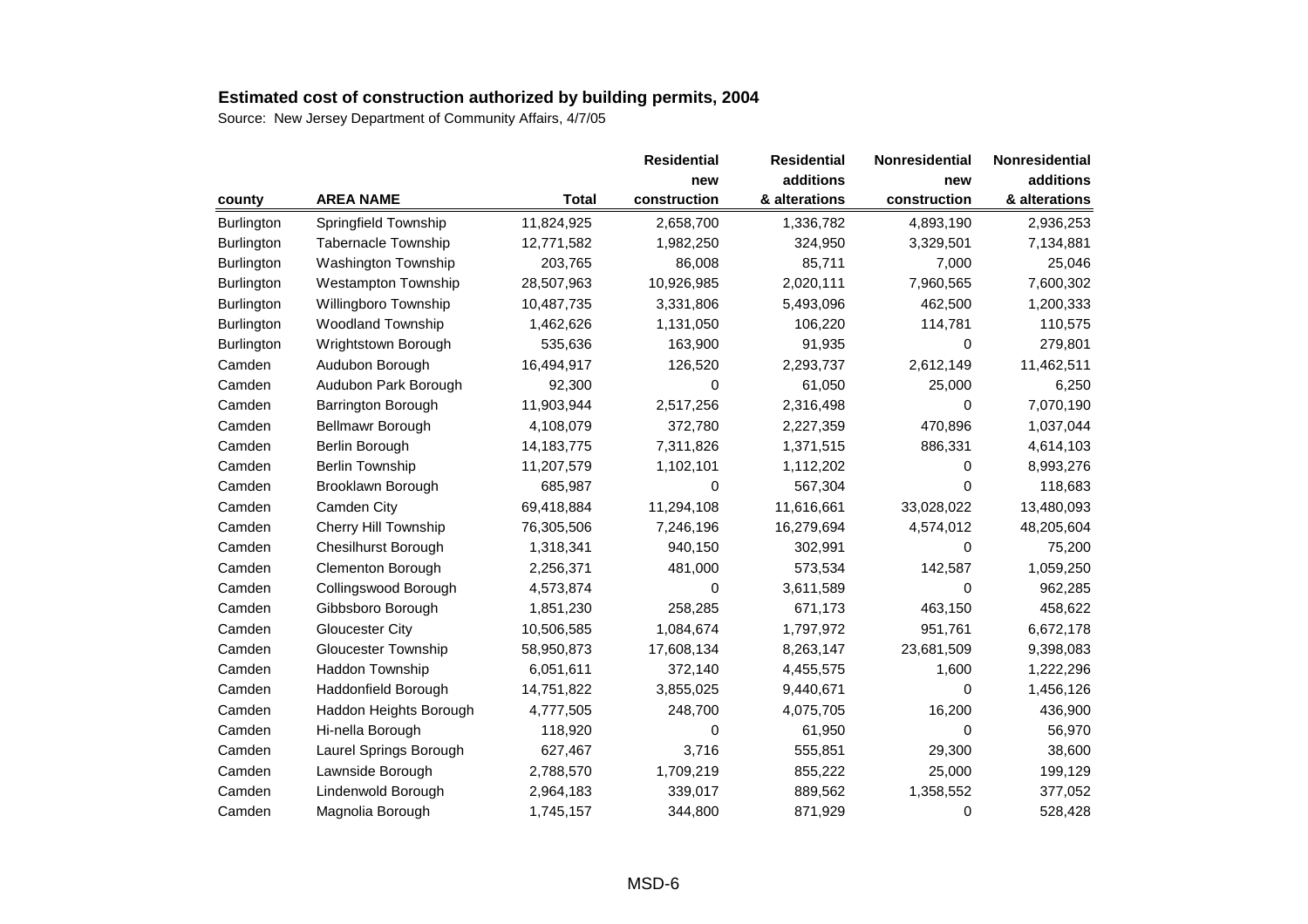## Estimated cost of construction authorized by building permits, 2004

Source: New Jersey Department of Community Affairs, 4/7/05

| county | AREA NAME | Total | Residential new construction | Residential additions & alterations | Nonresidential new construction | Nonresidential additions & alterations |
|---|---|---|---|---|---|---|
| Burlington | Springfield Township | 11,824,925 | 2,658,700 | 1,336,782 | 4,893,190 | 2,936,253 |
| Burlington | Tabernacle Township | 12,771,582 | 1,982,250 | 324,950 | 3,329,501 | 7,134,881 |
| Burlington | Washington Township | 203,765 | 86,008 | 85,711 | 7,000 | 25,046 |
| Burlington | Westampton Township | 28,507,963 | 10,926,985 | 2,020,111 | 7,960,565 | 7,600,302 |
| Burlington | Willingboro Township | 10,487,735 | 3,331,806 | 5,493,096 | 462,500 | 1,200,333 |
| Burlington | Woodland Township | 1,462,626 | 1,131,050 | 106,220 | 114,781 | 110,575 |
| Burlington | Wrightstown Borough | 535,636 | 163,900 | 91,935 | 0 | 279,801 |
| Camden | Audubon Borough | 16,494,917 | 126,520 | 2,293,737 | 2,612,149 | 11,462,511 |
| Camden | Audubon Park Borough | 92,300 | 0 | 61,050 | 25,000 | 6,250 |
| Camden | Barrington Borough | 11,903,944 | 2,517,256 | 2,316,498 | 0 | 7,070,190 |
| Camden | Bellmawr Borough | 4,108,079 | 372,780 | 2,227,359 | 470,896 | 1,037,044 |
| Camden | Berlin Borough | 14,183,775 | 7,311,826 | 1,371,515 | 886,331 | 4,614,103 |
| Camden | Berlin Township | 11,207,579 | 1,102,101 | 1,112,202 | 0 | 8,993,276 |
| Camden | Brooklawn Borough | 685,987 | 0 | 567,304 | 0 | 118,683 |
| Camden | Camden City | 69,418,884 | 11,294,108 | 11,616,661 | 33,028,022 | 13,480,093 |
| Camden | Cherry Hill Township | 76,305,506 | 7,246,196 | 16,279,694 | 4,574,012 | 48,205,604 |
| Camden | Chesilhurst Borough | 1,318,341 | 940,150 | 302,991 | 0 | 75,200 |
| Camden | Clementon Borough | 2,256,371 | 481,000 | 573,534 | 142,587 | 1,059,250 |
| Camden | Collingswood Borough | 4,573,874 | 0 | 3,611,589 | 0 | 962,285 |
| Camden | Gibbsboro Borough | 1,851,230 | 258,285 | 671,173 | 463,150 | 458,622 |
| Camden | Gloucester City | 10,506,585 | 1,084,674 | 1,797,972 | 951,761 | 6,672,178 |
| Camden | Gloucester Township | 58,950,873 | 17,608,134 | 8,263,147 | 23,681,509 | 9,398,083 |
| Camden | Haddon Township | 6,051,611 | 372,140 | 4,455,575 | 1,600 | 1,222,296 |
| Camden | Haddonfield Borough | 14,751,822 | 3,855,025 | 9,440,671 | 0 | 1,456,126 |
| Camden | Haddon Heights Borough | 4,777,505 | 248,700 | 4,075,705 | 16,200 | 436,900 |
| Camden | Hi-nella Borough | 118,920 | 0 | 61,950 | 0 | 56,970 |
| Camden | Laurel Springs Borough | 627,467 | 3,716 | 555,851 | 29,300 | 38,600 |
| Camden | Lawnside Borough | 2,788,570 | 1,709,219 | 855,222 | 25,000 | 199,129 |
| Camden | Lindenwold Borough | 2,964,183 | 339,017 | 889,562 | 1,358,552 | 377,052 |
| Camden | Magnolia Borough | 1,745,157 | 344,800 | 871,929 | 0 | 528,428 |

MSD-6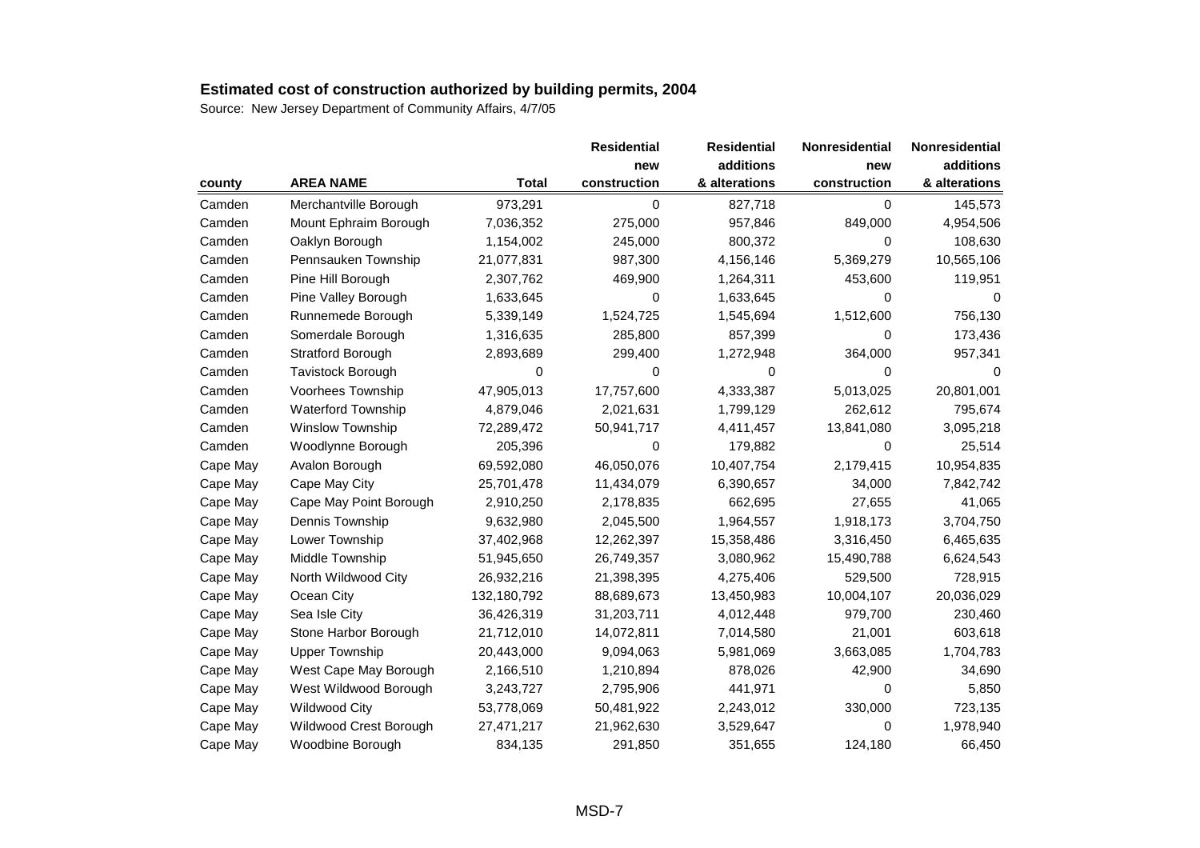## Estimated cost of construction authorized by building permits, 2004

Source: New Jersey Department of Community Affairs, 4/7/05

| county | AREA NAME | Total | Residential new construction | Residential additions & alterations | Nonresidential new construction | Nonresidential additions & alterations |
|---|---|---|---|---|---|---|
| Camden | Merchantville Borough | 973,291 | 0 | 827,718 | 0 | 145,573 |
| Camden | Mount Ephraim Borough | 7,036,352 | 275,000 | 957,846 | 849,000 | 4,954,506 |
| Camden | Oaklyn Borough | 1,154,002 | 245,000 | 800,372 | 0 | 108,630 |
| Camden | Pennsauken Township | 21,077,831 | 987,300 | 4,156,146 | 5,369,279 | 10,565,106 |
| Camden | Pine Hill Borough | 2,307,762 | 469,900 | 1,264,311 | 453,600 | 119,951 |
| Camden | Pine Valley Borough | 1,633,645 | 0 | 1,633,645 | 0 | 0 |
| Camden | Runnemede Borough | 5,339,149 | 1,524,725 | 1,545,694 | 1,512,600 | 756,130 |
| Camden | Somerdale Borough | 1,316,635 | 285,800 | 857,399 | 0 | 173,436 |
| Camden | Stratford Borough | 2,893,689 | 299,400 | 1,272,948 | 364,000 | 957,341 |
| Camden | Tavistock Borough | 0 | 0 | 0 | 0 | 0 |
| Camden | Voorhees Township | 47,905,013 | 17,757,600 | 4,333,387 | 5,013,025 | 20,801,001 |
| Camden | Waterford Township | 4,879,046 | 2,021,631 | 1,799,129 | 262,612 | 795,674 |
| Camden | Winslow Township | 72,289,472 | 50,941,717 | 4,411,457 | 13,841,080 | 3,095,218 |
| Camden | Woodlynne Borough | 205,396 | 0 | 179,882 | 0 | 25,514 |
| Cape May | Avalon Borough | 69,592,080 | 46,050,076 | 10,407,754 | 2,179,415 | 10,954,835 |
| Cape May | Cape May City | 25,701,478 | 11,434,079 | 6,390,657 | 34,000 | 7,842,742 |
| Cape May | Cape May Point Borough | 2,910,250 | 2,178,835 | 662,695 | 27,655 | 41,065 |
| Cape May | Dennis Township | 9,632,980 | 2,045,500 | 1,964,557 | 1,918,173 | 3,704,750 |
| Cape May | Lower Township | 37,402,968 | 12,262,397 | 15,358,486 | 3,316,450 | 6,465,635 |
| Cape May | Middle Township | 51,945,650 | 26,749,357 | 3,080,962 | 15,490,788 | 6,624,543 |
| Cape May | North Wildwood City | 26,932,216 | 21,398,395 | 4,275,406 | 529,500 | 728,915 |
| Cape May | Ocean City | 132,180,792 | 88,689,673 | 13,450,983 | 10,004,107 | 20,036,029 |
| Cape May | Sea Isle City | 36,426,319 | 31,203,711 | 4,012,448 | 979,700 | 230,460 |
| Cape May | Stone Harbor Borough | 21,712,010 | 14,072,811 | 7,014,580 | 21,001 | 603,618 |
| Cape May | Upper Township | 20,443,000 | 9,094,063 | 5,981,069 | 3,663,085 | 1,704,783 |
| Cape May | West Cape May Borough | 2,166,510 | 1,210,894 | 878,026 | 42,900 | 34,690 |
| Cape May | West Wildwood Borough | 3,243,727 | 2,795,906 | 441,971 | 0 | 5,850 |
| Cape May | Wildwood City | 53,778,069 | 50,481,922 | 2,243,012 | 330,000 | 723,135 |
| Cape May | Wildwood Crest Borough | 27,471,217 | 21,962,630 | 3,529,647 | 0 | 1,978,940 |
| Cape May | Woodbine Borough | 834,135 | 291,850 | 351,655 | 124,180 | 66,450 |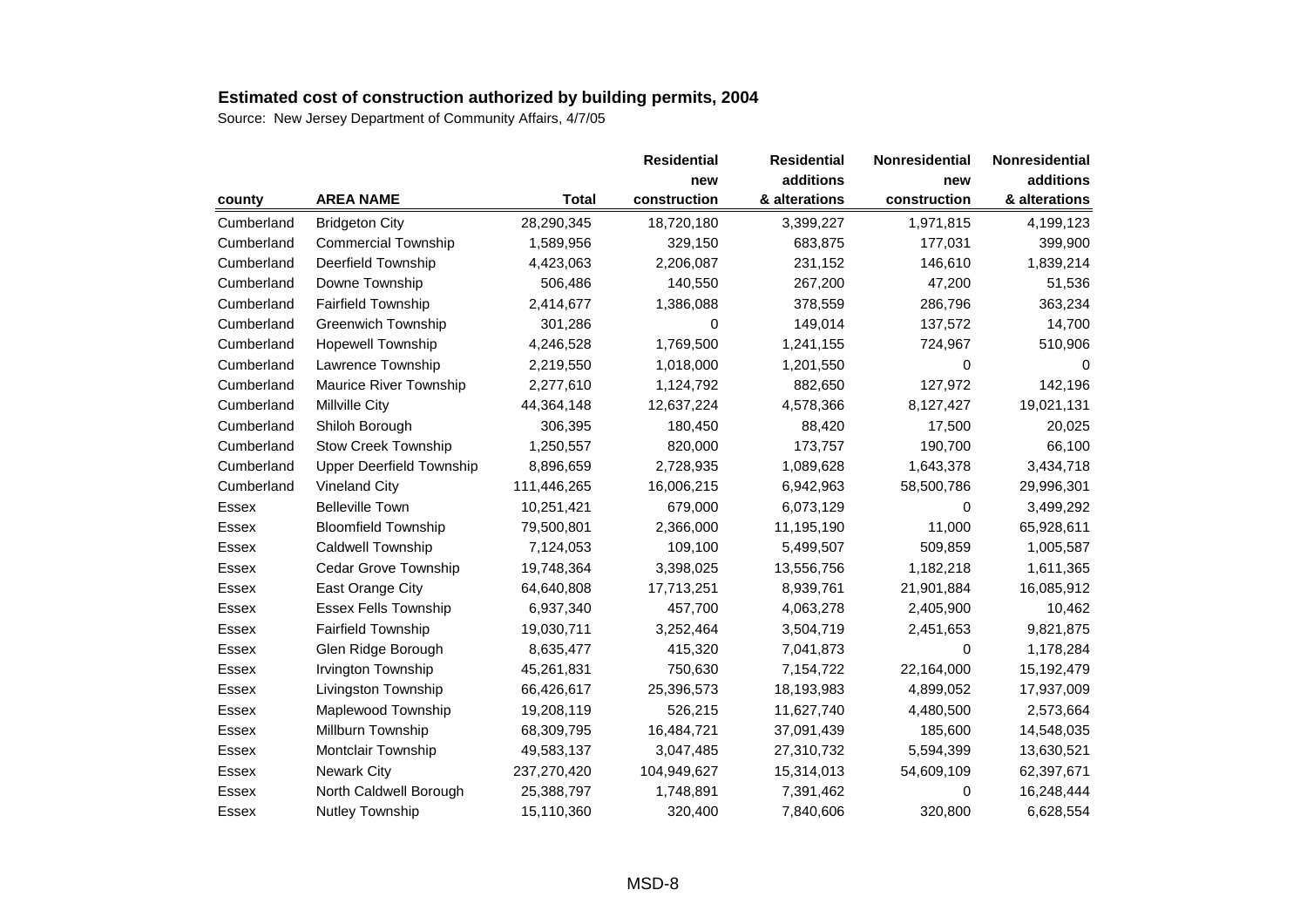**Estimated cost of construction authorized by building permits, 2004**

Source: New Jersey Department of Community Affairs, 4/7/05

| county | AREA NAME | Total | Residential new construction | Residential additions & alterations | Nonresidential new construction | Nonresidential additions & alterations |
|---|---|---|---|---|---|---|
| Cumberland | Bridgeton City | 28,290,345 | 18,720,180 | 3,399,227 | 1,971,815 | 4,199,123 |
| Cumberland | Commercial Township | 1,589,956 | 329,150 | 683,875 | 177,031 | 399,900 |
| Cumberland | Deerfield Township | 4,423,063 | 2,206,087 | 231,152 | 146,610 | 1,839,214 |
| Cumberland | Downe Township | 506,486 | 140,550 | 267,200 | 47,200 | 51,536 |
| Cumberland | Fairfield Township | 2,414,677 | 1,386,088 | 378,559 | 286,796 | 363,234 |
| Cumberland | Greenwich Township | 301,286 | 0 | 149,014 | 137,572 | 14,700 |
| Cumberland | Hopewell Township | 4,246,528 | 1,769,500 | 1,241,155 | 724,967 | 510,906 |
| Cumberland | Lawrence Township | 2,219,550 | 1,018,000 | 1,201,550 | 0 | 0 |
| Cumberland | Maurice River Township | 2,277,610 | 1,124,792 | 882,650 | 127,972 | 142,196 |
| Cumberland | Millville City | 44,364,148 | 12,637,224 | 4,578,366 | 8,127,427 | 19,021,131 |
| Cumberland | Shiloh Borough | 306,395 | 180,450 | 88,420 | 17,500 | 20,025 |
| Cumberland | Stow Creek Township | 1,250,557 | 820,000 | 173,757 | 190,700 | 66,100 |
| Cumberland | Upper Deerfield Township | 8,896,659 | 2,728,935 | 1,089,628 | 1,643,378 | 3,434,718 |
| Cumberland | Vineland City | 111,446,265 | 16,006,215 | 6,942,963 | 58,500,786 | 29,996,301 |
| Essex | Belleville Town | 10,251,421 | 679,000 | 6,073,129 | 0 | 3,499,292 |
| Essex | Bloomfield Township | 79,500,801 | 2,366,000 | 11,195,190 | 11,000 | 65,928,611 |
| Essex | Caldwell Township | 7,124,053 | 109,100 | 5,499,507 | 509,859 | 1,005,587 |
| Essex | Cedar Grove Township | 19,748,364 | 3,398,025 | 13,556,756 | 1,182,218 | 1,611,365 |
| Essex | East Orange City | 64,640,808 | 17,713,251 | 8,939,761 | 21,901,884 | 16,085,912 |
| Essex | Essex Fells Township | 6,937,340 | 457,700 | 4,063,278 | 2,405,900 | 10,462 |
| Essex | Fairfield Township | 19,030,711 | 3,252,464 | 3,504,719 | 2,451,653 | 9,821,875 |
| Essex | Glen Ridge Borough | 8,635,477 | 415,320 | 7,041,873 | 0 | 1,178,284 |
| Essex | Irvington Township | 45,261,831 | 750,630 | 7,154,722 | 22,164,000 | 15,192,479 |
| Essex | Livingston Township | 66,426,617 | 25,396,573 | 18,193,983 | 4,899,052 | 17,937,009 |
| Essex | Maplewood Township | 19,208,119 | 526,215 | 11,627,740 | 4,480,500 | 2,573,664 |
| Essex | Millburn Township | 68,309,795 | 16,484,721 | 37,091,439 | 185,600 | 14,548,035 |
| Essex | Montclair Township | 49,583,137 | 3,047,485 | 27,310,732 | 5,594,399 | 13,630,521 |
| Essex | Newark City | 237,270,420 | 104,949,627 | 15,314,013 | 54,609,109 | 62,397,671 |
| Essex | North Caldwell Borough | 25,388,797 | 1,748,891 | 7,391,462 | 0 | 16,248,444 |
| Essex | Nutley Township | 15,110,360 | 320,400 | 7,840,606 | 320,800 | 6,628,554 |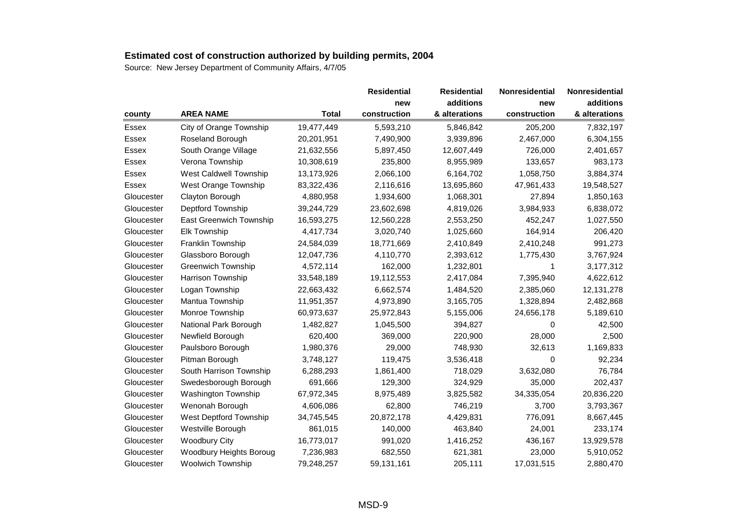**Estimated cost of construction authorized by building permits, 2004**

Source: New Jersey Department of Community Affairs, 4/7/05

| county | AREA NAME | Total | Residential new construction | Residential additions & alterations | Nonresidential new construction | Nonresidential additions & alterations |
|---|---|---|---|---|---|---|
| Essex | City of Orange Township | 19,477,449 | 5,593,210 | 5,846,842 | 205,200 | 7,832,197 |
| Essex | Roseland Borough | 20,201,951 | 7,490,900 | 3,939,896 | 2,467,000 | 6,304,155 |
| Essex | South Orange Village | 21,632,556 | 5,897,450 | 12,607,449 | 726,000 | 2,401,657 |
| Essex | Verona Township | 10,308,619 | 235,800 | 8,955,989 | 133,657 | 983,173 |
| Essex | West Caldwell Township | 13,173,926 | 2,066,100 | 6,164,702 | 1,058,750 | 3,884,374 |
| Essex | West Orange Township | 83,322,436 | 2,116,616 | 13,695,860 | 47,961,433 | 19,548,527 |
| Gloucester | Clayton Borough | 4,880,958 | 1,934,600 | 1,068,301 | 27,894 | 1,850,163 |
| Gloucester | Deptford Township | 39,244,729 | 23,602,698 | 4,819,026 | 3,984,933 | 6,838,072 |
| Gloucester | East Greenwich Township | 16,593,275 | 12,560,228 | 2,553,250 | 452,247 | 1,027,550 |
| Gloucester | Elk Township | 4,417,734 | 3,020,740 | 1,025,660 | 164,914 | 206,420 |
| Gloucester | Franklin Township | 24,584,039 | 18,771,669 | 2,410,849 | 2,410,248 | 991,273 |
| Gloucester | Glassboro Borough | 12,047,736 | 4,110,770 | 2,393,612 | 1,775,430 | 3,767,924 |
| Gloucester | Greenwich Township | 4,572,114 | 162,000 | 1,232,801 | 1 | 3,177,312 |
| Gloucester | Harrison Township | 33,548,189 | 19,112,553 | 2,417,084 | 7,395,940 | 4,622,612 |
| Gloucester | Logan Township | 22,663,432 | 6,662,574 | 1,484,520 | 2,385,060 | 12,131,278 |
| Gloucester | Mantua Township | 11,951,357 | 4,973,890 | 3,165,705 | 1,328,894 | 2,482,868 |
| Gloucester | Monroe Township | 60,973,637 | 25,972,843 | 5,155,006 | 24,656,178 | 5,189,610 |
| Gloucester | National Park Borough | 1,482,827 | 1,045,500 | 394,827 | 0 | 42,500 |
| Gloucester | Newfield Borough | 620,400 | 369,000 | 220,900 | 28,000 | 2,500 |
| Gloucester | Paulsboro Borough | 1,980,376 | 29,000 | 748,930 | 32,613 | 1,169,833 |
| Gloucester | Pitman Borough | 3,748,127 | 119,475 | 3,536,418 | 0 | 92,234 |
| Gloucester | South Harrison Township | 6,288,293 | 1,861,400 | 718,029 | 3,632,080 | 76,784 |
| Gloucester | Swedesborough Borough | 691,666 | 129,300 | 324,929 | 35,000 | 202,437 |
| Gloucester | Washington Township | 67,972,345 | 8,975,489 | 3,825,582 | 34,335,054 | 20,836,220 |
| Gloucester | Wenonah Borough | 4,606,086 | 62,800 | 746,219 | 3,700 | 3,793,367 |
| Gloucester | West Deptford Township | 34,745,545 | 20,872,178 | 4,429,831 | 776,091 | 8,667,445 |
| Gloucester | Westville Borough | 861,015 | 140,000 | 463,840 | 24,001 | 233,174 |
| Gloucester | Woodbury City | 16,773,017 | 991,020 | 1,416,252 | 436,167 | 13,929,578 |
| Gloucester | Woodbury Heights Boroug | 7,236,983 | 682,550 | 621,381 | 23,000 | 5,910,052 |
| Gloucester | Woolwich Township | 79,248,257 | 59,131,161 | 205,111 | 17,031,515 | 2,880,470 |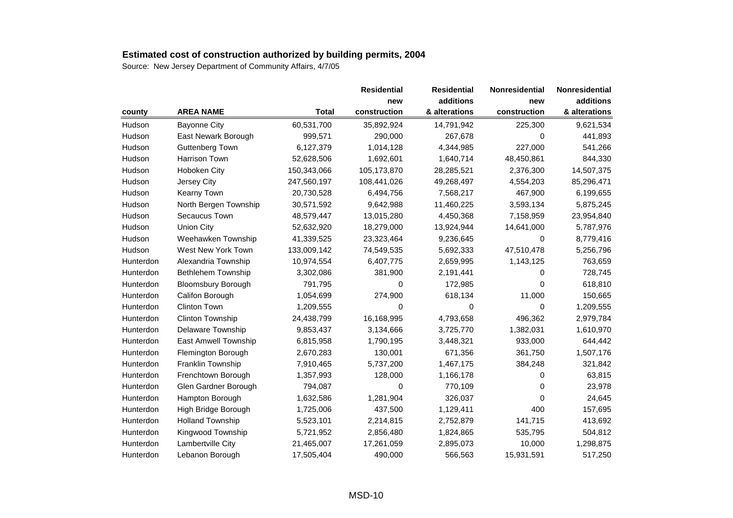# Estimated cost of construction authorized by building permits, 2004

Source: New Jersey Department of Community Affairs, 4/7/05

| county | AREA NAME | Total | Residential new construction | Residential additions & alterations | Nonresidential new construction | Nonresidential additions & alterations |
|---|---|---|---|---|---|---|
| Hudson | Bayonne City | 60,531,700 | 35,892,924 | 14,791,942 | 225,300 | 9,621,534 |
| Hudson | East Newark Borough | 999,571 | 290,000 | 267,678 | 0 | 441,893 |
| Hudson | Guttenberg Town | 6,127,379 | 1,014,128 | 4,344,985 | 227,000 | 541,266 |
| Hudson | Harrison Town | 52,628,506 | 1,692,601 | 1,640,714 | 48,450,861 | 844,330 |
| Hudson | Hoboken City | 150,343,066 | 105,173,870 | 28,285,521 | 2,376,300 | 14,507,375 |
| Hudson | Jersey City | 247,560,197 | 108,441,026 | 49,268,497 | 4,554,203 | 85,296,471 |
| Hudson | Kearny Town | 20,730,528 | 6,494,756 | 7,568,217 | 467,900 | 6,199,655 |
| Hudson | North Bergen Township | 30,571,592 | 9,642,988 | 11,460,225 | 3,593,134 | 5,875,245 |
| Hudson | Secaucus Town | 48,579,447 | 13,015,280 | 4,450,368 | 7,158,959 | 23,954,840 |
| Hudson | Union City | 52,632,920 | 18,279,000 | 13,924,944 | 14,641,000 | 5,787,976 |
| Hudson | Weehawken Township | 41,339,525 | 23,323,464 | 9,236,645 | 0 | 8,779,416 |
| Hudson | West New York Town | 133,009,142 | 74,549,535 | 5,692,333 | 47,510,478 | 5,256,796 |
| Hunterdon | Alexandria Township | 10,974,554 | 6,407,775 | 2,659,995 | 1,143,125 | 763,659 |
| Hunterdon | Bethlehem Township | 3,302,086 | 381,900 | 2,191,441 | 0 | 728,745 |
| Hunterdon | Bloomsbury Borough | 791,795 | 0 | 172,985 | 0 | 618,810 |
| Hunterdon | Califon Borough | 1,054,699 | 274,900 | 618,134 | 11,000 | 150,665 |
| Hunterdon | Clinton Town | 1,209,555 | 0 | 0 | 0 | 1,209,555 |
| Hunterdon | Clinton Township | 24,438,799 | 16,168,995 | 4,793,658 | 496,362 | 2,979,784 |
| Hunterdon | Delaware Township | 9,853,437 | 3,134,666 | 3,725,770 | 1,382,031 | 1,610,970 |
| Hunterdon | East Amwell Township | 6,815,958 | 1,790,195 | 3,448,321 | 933,000 | 644,442 |
| Hunterdon | Flemington Borough | 2,670,283 | 130,001 | 671,356 | 361,750 | 1,507,176 |
| Hunterdon | Franklin Township | 7,910,465 | 5,737,200 | 1,467,175 | 384,248 | 321,842 |
| Hunterdon | Frenchtown Borough | 1,357,993 | 128,000 | 1,166,178 | 0 | 63,815 |
| Hunterdon | Glen Gardner Borough | 794,087 | 0 | 770,109 | 0 | 23,978 |
| Hunterdon | Hampton Borough | 1,632,586 | 1,281,904 | 326,037 | 0 | 24,645 |
| Hunterdon | High Bridge Borough | 1,725,006 | 437,500 | 1,129,411 | 400 | 157,695 |
| Hunterdon | Holland Township | 5,523,101 | 2,214,815 | 2,752,879 | 141,715 | 413,692 |
| Hunterdon | Kingwood Township | 5,721,952 | 2,856,480 | 1,824,865 | 535,795 | 504,812 |
| Hunterdon | Lambertville City | 21,465,007 | 17,261,059 | 2,895,073 | 10,000 | 1,298,875 |
| Hunterdon | Lebanon Borough | 17,505,404 | 490,000 | 566,563 | 15,931,591 | 517,250 |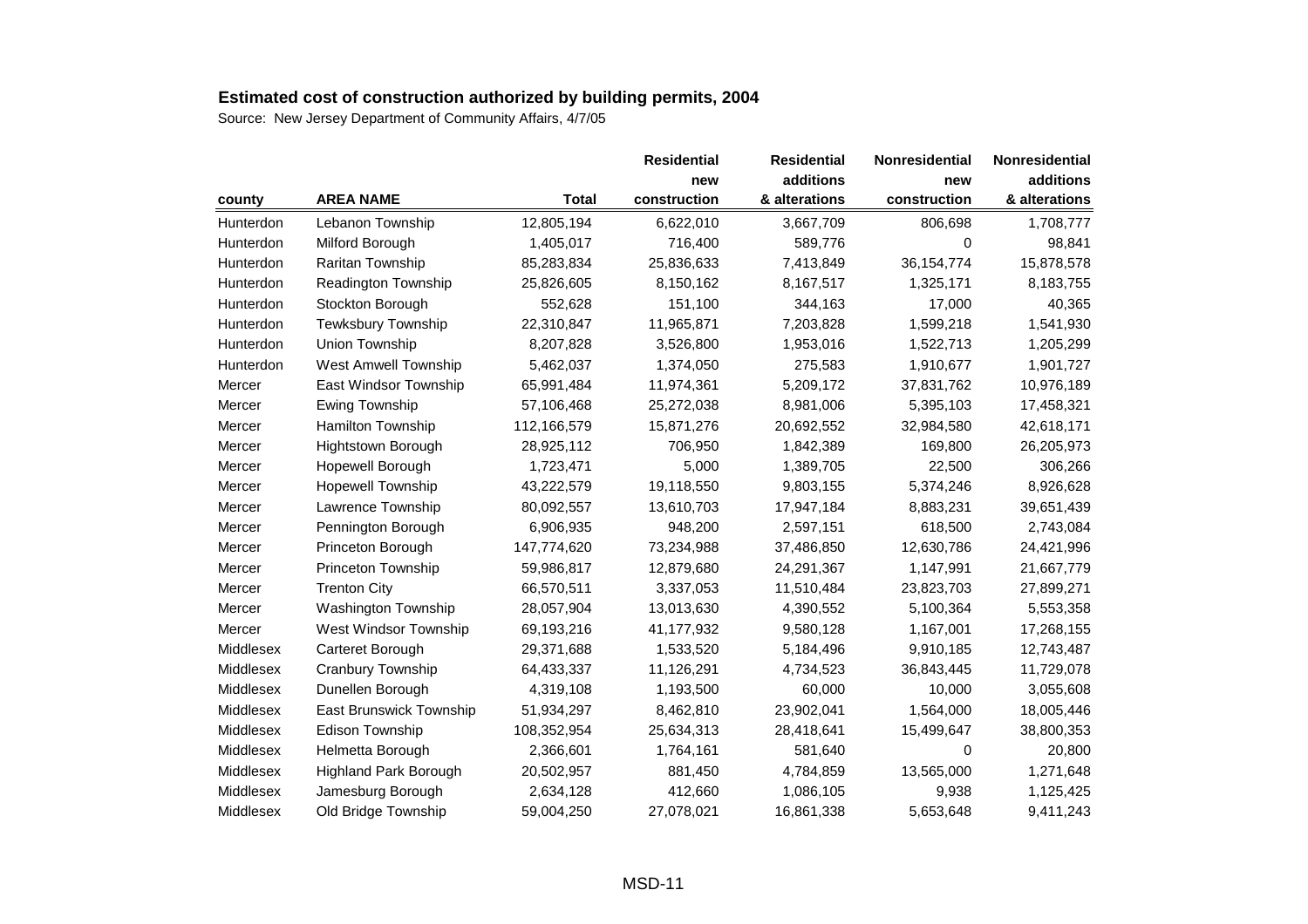## Estimated cost of construction authorized by building permits, 2004

Source: New Jersey Department of Community Affairs, 4/7/05

| county | AREA NAME | Total | Residential new construction | Residential additions & alterations | Nonresidential new construction | Nonresidential additions & alterations |
|---|---|---|---|---|---|---|
| Hunterdon | Lebanon Township | 12,805,194 | 6,622,010 | 3,667,709 | 806,698 | 1,708,777 |
| Hunterdon | Milford Borough | 1,405,017 | 716,400 | 589,776 | 0 | 98,841 |
| Hunterdon | Raritan Township | 85,283,834 | 25,836,633 | 7,413,849 | 36,154,774 | 15,878,578 |
| Hunterdon | Readington Township | 25,826,605 | 8,150,162 | 8,167,517 | 1,325,171 | 8,183,755 |
| Hunterdon | Stockton Borough | 552,628 | 151,100 | 344,163 | 17,000 | 40,365 |
| Hunterdon | Tewksbury Township | 22,310,847 | 11,965,871 | 7,203,828 | 1,599,218 | 1,541,930 |
| Hunterdon | Union Township | 8,207,828 | 3,526,800 | 1,953,016 | 1,522,713 | 1,205,299 |
| Hunterdon | West Amwell Township | 5,462,037 | 1,374,050 | 275,583 | 1,910,677 | 1,901,727 |
| Mercer | East Windsor Township | 65,991,484 | 11,974,361 | 5,209,172 | 37,831,762 | 10,976,189 |
| Mercer | Ewing Township | 57,106,468 | 25,272,038 | 8,981,006 | 5,395,103 | 17,458,321 |
| Mercer | Hamilton Township | 112,166,579 | 15,871,276 | 20,692,552 | 32,984,580 | 42,618,171 |
| Mercer | Hightstown Borough | 28,925,112 | 706,950 | 1,842,389 | 169,800 | 26,205,973 |
| Mercer | Hopewell Borough | 1,723,471 | 5,000 | 1,389,705 | 22,500 | 306,266 |
| Mercer | Hopewell Township | 43,222,579 | 19,118,550 | 9,803,155 | 5,374,246 | 8,926,628 |
| Mercer | Lawrence Township | 80,092,557 | 13,610,703 | 17,947,184 | 8,883,231 | 39,651,439 |
| Mercer | Pennington Borough | 6,906,935 | 948,200 | 2,597,151 | 618,500 | 2,743,084 |
| Mercer | Princeton Borough | 147,774,620 | 73,234,988 | 37,486,850 | 12,630,786 | 24,421,996 |
| Mercer | Princeton Township | 59,986,817 | 12,879,680 | 24,291,367 | 1,147,991 | 21,667,779 |
| Mercer | Trenton City | 66,570,511 | 3,337,053 | 11,510,484 | 23,823,703 | 27,899,271 |
| Mercer | Washington Township | 28,057,904 | 13,013,630 | 4,390,552 | 5,100,364 | 5,553,358 |
| Mercer | West Windsor Township | 69,193,216 | 41,177,932 | 9,580,128 | 1,167,001 | 17,268,155 |
| Middlesex | Carteret Borough | 29,371,688 | 1,533,520 | 5,184,496 | 9,910,185 | 12,743,487 |
| Middlesex | Cranbury Township | 64,433,337 | 11,126,291 | 4,734,523 | 36,843,445 | 11,729,078 |
| Middlesex | Dunellen Borough | 4,319,108 | 1,193,500 | 60,000 | 10,000 | 3,055,608 |
| Middlesex | East Brunswick Township | 51,934,297 | 8,462,810 | 23,902,041 | 1,564,000 | 18,005,446 |
| Middlesex | Edison Township | 108,352,954 | 25,634,313 | 28,418,641 | 15,499,647 | 38,800,353 |
| Middlesex | Helmetta Borough | 2,366,601 | 1,764,161 | 581,640 | 0 | 20,800 |
| Middlesex | Highland Park Borough | 20,502,957 | 881,450 | 4,784,859 | 13,565,000 | 1,271,648 |
| Middlesex | Jamesburg Borough | 2,634,128 | 412,660 | 1,086,105 | 9,938 | 1,125,425 |
| Middlesex | Old Bridge Township | 59,004,250 | 27,078,021 | 16,861,338 | 5,653,648 | 9,411,243 |

MSD-11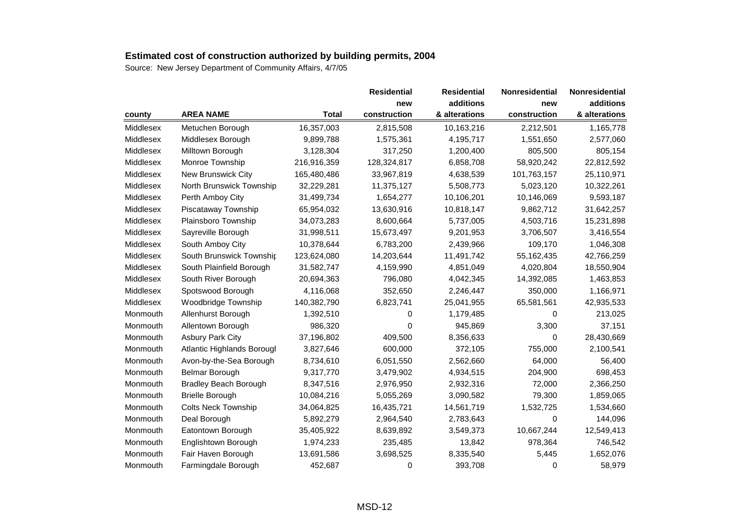## Estimated cost of construction authorized by building permits, 2004

Source: New Jersey Department of Community Affairs, 4/7/05

| county | AREA NAME | Total | Residential new construction | Residential additions & alterations | Nonresidential new construction | Nonresidential additions & alterations |
|---|---|---|---|---|---|---|
| Middlesex | Metuchen Borough | 16,357,003 | 2,815,508 | 10,163,216 | 2,212,501 | 1,165,778 |
| Middlesex | Middlesex Borough | 9,899,788 | 1,575,361 | 4,195,717 | 1,551,650 | 2,577,060 |
| Middlesex | Milltown Borough | 3,128,304 | 317,250 | 1,200,400 | 805,500 | 805,154 |
| Middlesex | Monroe Township | 216,916,359 | 128,324,817 | 6,858,708 | 58,920,242 | 22,812,592 |
| Middlesex | New Brunswick City | 165,480,486 | 33,967,819 | 4,638,539 | 101,763,157 | 25,110,971 |
| Middlesex | North Brunswick Township | 32,229,281 | 11,375,127 | 5,508,773 | 5,023,120 | 10,322,261 |
| Middlesex | Perth Amboy City | 31,499,734 | 1,654,277 | 10,106,201 | 10,146,069 | 9,593,187 |
| Middlesex | Piscataway Township | 65,954,032 | 13,630,916 | 10,818,147 | 9,862,712 | 31,642,257 |
| Middlesex | Plainsboro Township | 34,073,283 | 8,600,664 | 5,737,005 | 4,503,716 | 15,231,898 |
| Middlesex | Sayreville Borough | 31,998,511 | 15,673,497 | 9,201,953 | 3,706,507 | 3,416,554 |
| Middlesex | South Amboy City | 10,378,644 | 6,783,200 | 2,439,966 | 109,170 | 1,046,308 |
| Middlesex | South Brunswick Township | 123,624,080 | 14,203,644 | 11,491,742 | 55,162,435 | 42,766,259 |
| Middlesex | South Plainfield Borough | 31,582,747 | 4,159,990 | 4,851,049 | 4,020,804 | 18,550,904 |
| Middlesex | South River Borough | 20,694,363 | 796,080 | 4,042,345 | 14,392,085 | 1,463,853 |
| Middlesex | Spotswood Borough | 4,116,068 | 352,650 | 2,246,447 | 350,000 | 1,166,971 |
| Middlesex | Woodbridge Township | 140,382,790 | 6,823,741 | 25,041,955 | 65,581,561 | 42,935,533 |
| Monmouth | Allenhurst Borough | 1,392,510 | 0 | 1,179,485 | 0 | 213,025 |
| Monmouth | Allentown Borough | 986,320 | 0 | 945,869 | 3,300 | 37,151 |
| Monmouth | Asbury Park City | 37,196,802 | 409,500 | 8,356,633 | 0 | 28,430,669 |
| Monmouth | Atlantic Highlands Borough | 3,827,646 | 600,000 | 372,105 | 755,000 | 2,100,541 |
| Monmouth | Avon-by-the-Sea Borough | 8,734,610 | 6,051,550 | 2,562,660 | 64,000 | 56,400 |
| Monmouth | Belmar Borough | 9,317,770 | 3,479,902 | 4,934,515 | 204,900 | 698,453 |
| Monmouth | Bradley Beach Borough | 8,347,516 | 2,976,950 | 2,932,316 | 72,000 | 2,366,250 |
| Monmouth | Brielle Borough | 10,084,216 | 5,055,269 | 3,090,582 | 79,300 | 1,859,065 |
| Monmouth | Colts Neck Township | 34,064,825 | 16,435,721 | 14,561,719 | 1,532,725 | 1,534,660 |
| Monmouth | Deal Borough | 5,892,279 | 2,964,540 | 2,783,643 | 0 | 144,096 |
| Monmouth | Eatontown Borough | 35,405,922 | 8,639,892 | 3,549,373 | 10,667,244 | 12,549,413 |
| Monmouth | Englishtown Borough | 1,974,233 | 235,485 | 13,842 | 978,364 | 746,542 |
| Monmouth | Fair Haven Borough | 13,691,586 | 3,698,525 | 8,335,540 | 5,445 | 1,652,076 |
| Monmouth | Farmingdale Borough | 452,687 | 0 | 393,708 | 0 | 58,979 |

MSD-12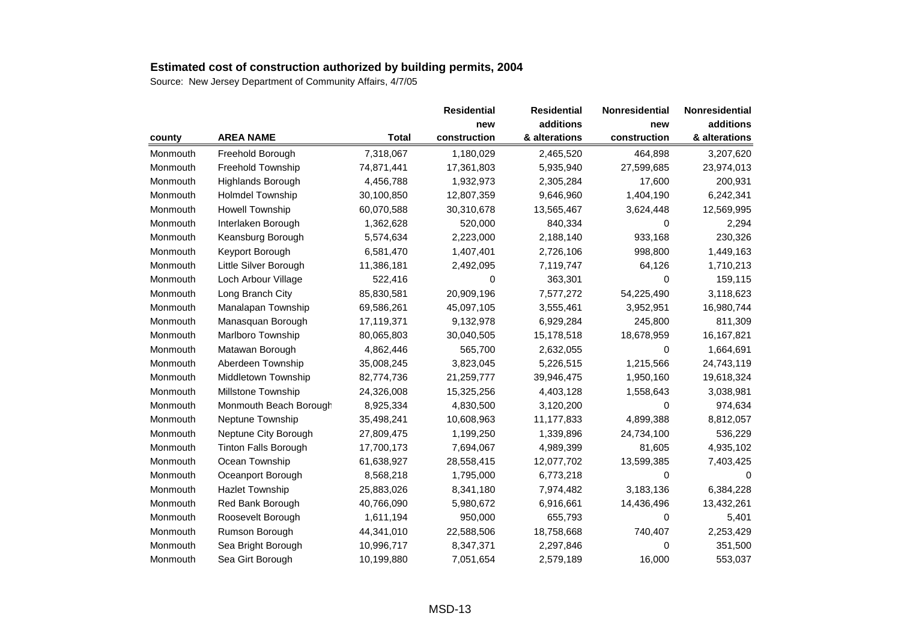**Estimated cost of construction authorized by building permits, 2004**

Source: New Jersey Department of Community Affairs, 4/7/05

| county | AREA NAME | Total | Residential new construction | Residential additions & alterations | Nonresidential new construction | Nonresidential additions & alterations |
|---|---|---|---|---|---|---|
| Monmouth | Freehold Borough | 7,318,067 | 1,180,029 | 2,465,520 | 464,898 | 3,207,620 |
| Monmouth | Freehold Township | 74,871,441 | 17,361,803 | 5,935,940 | 27,599,685 | 23,974,013 |
| Monmouth | Highlands Borough | 4,456,788 | 1,932,973 | 2,305,284 | 17,600 | 200,931 |
| Monmouth | Holmdel Township | 30,100,850 | 12,807,359 | 9,646,960 | 1,404,190 | 6,242,341 |
| Monmouth | Howell Township | 60,070,588 | 30,310,678 | 13,565,467 | 3,624,448 | 12,569,995 |
| Monmouth | Interlaken Borough | 1,362,628 | 520,000 | 840,334 | 0 | 2,294 |
| Monmouth | Keansburg Borough | 5,574,634 | 2,223,000 | 2,188,140 | 933,168 | 230,326 |
| Monmouth | Keyport Borough | 6,581,470 | 1,407,401 | 2,726,106 | 998,800 | 1,449,163 |
| Monmouth | Little Silver Borough | 11,386,181 | 2,492,095 | 7,119,747 | 64,126 | 1,710,213 |
| Monmouth | Loch Arbour Village | 522,416 | 0 | 363,301 | 0 | 159,115 |
| Monmouth | Long Branch City | 85,830,581 | 20,909,196 | 7,577,272 | 54,225,490 | 3,118,623 |
| Monmouth | Manalapan Township | 69,586,261 | 45,097,105 | 3,555,461 | 3,952,951 | 16,980,744 |
| Monmouth | Manasquan Borough | 17,119,371 | 9,132,978 | 6,929,284 | 245,800 | 811,309 |
| Monmouth | Marlboro Township | 80,065,803 | 30,040,505 | 15,178,518 | 18,678,959 | 16,167,821 |
| Monmouth | Matawan Borough | 4,862,446 | 565,700 | 2,632,055 | 0 | 1,664,691 |
| Monmouth | Aberdeen Township | 35,008,245 | 3,823,045 | 5,226,515 | 1,215,566 | 24,743,119 |
| Monmouth | Middletown Township | 82,774,736 | 21,259,777 | 39,946,475 | 1,950,160 | 19,618,324 |
| Monmouth | Millstone Township | 24,326,008 | 15,325,256 | 4,403,128 | 1,558,643 | 3,038,981 |
| Monmouth | Monmouth Beach Borough | 8,925,334 | 4,830,500 | 3,120,200 | 0 | 974,634 |
| Monmouth | Neptune Township | 35,498,241 | 10,608,963 | 11,177,833 | 4,899,388 | 8,812,057 |
| Monmouth | Neptune City Borough | 27,809,475 | 1,199,250 | 1,339,896 | 24,734,100 | 536,229 |
| Monmouth | Tinton Falls Borough | 17,700,173 | 7,694,067 | 4,989,399 | 81,605 | 4,935,102 |
| Monmouth | Ocean Township | 61,638,927 | 28,558,415 | 12,077,702 | 13,599,385 | 7,403,425 |
| Monmouth | Oceanport Borough | 8,568,218 | 1,795,000 | 6,773,218 | 0 | 0 |
| Monmouth | Hazlet Township | 25,883,026 | 8,341,180 | 7,974,482 | 3,183,136 | 6,384,228 |
| Monmouth | Red Bank Borough | 40,766,090 | 5,980,672 | 6,916,661 | 14,436,496 | 13,432,261 |
| Monmouth | Roosevelt Borough | 1,611,194 | 950,000 | 655,793 | 0 | 5,401 |
| Monmouth | Rumson Borough | 44,341,010 | 22,588,506 | 18,758,668 | 740,407 | 2,253,429 |
| Monmouth | Sea Bright Borough | 10,996,717 | 8,347,371 | 2,297,846 | 0 | 351,500 |
| Monmouth | Sea Girt Borough | 10,199,880 | 7,051,654 | 2,579,189 | 16,000 | 553,037 |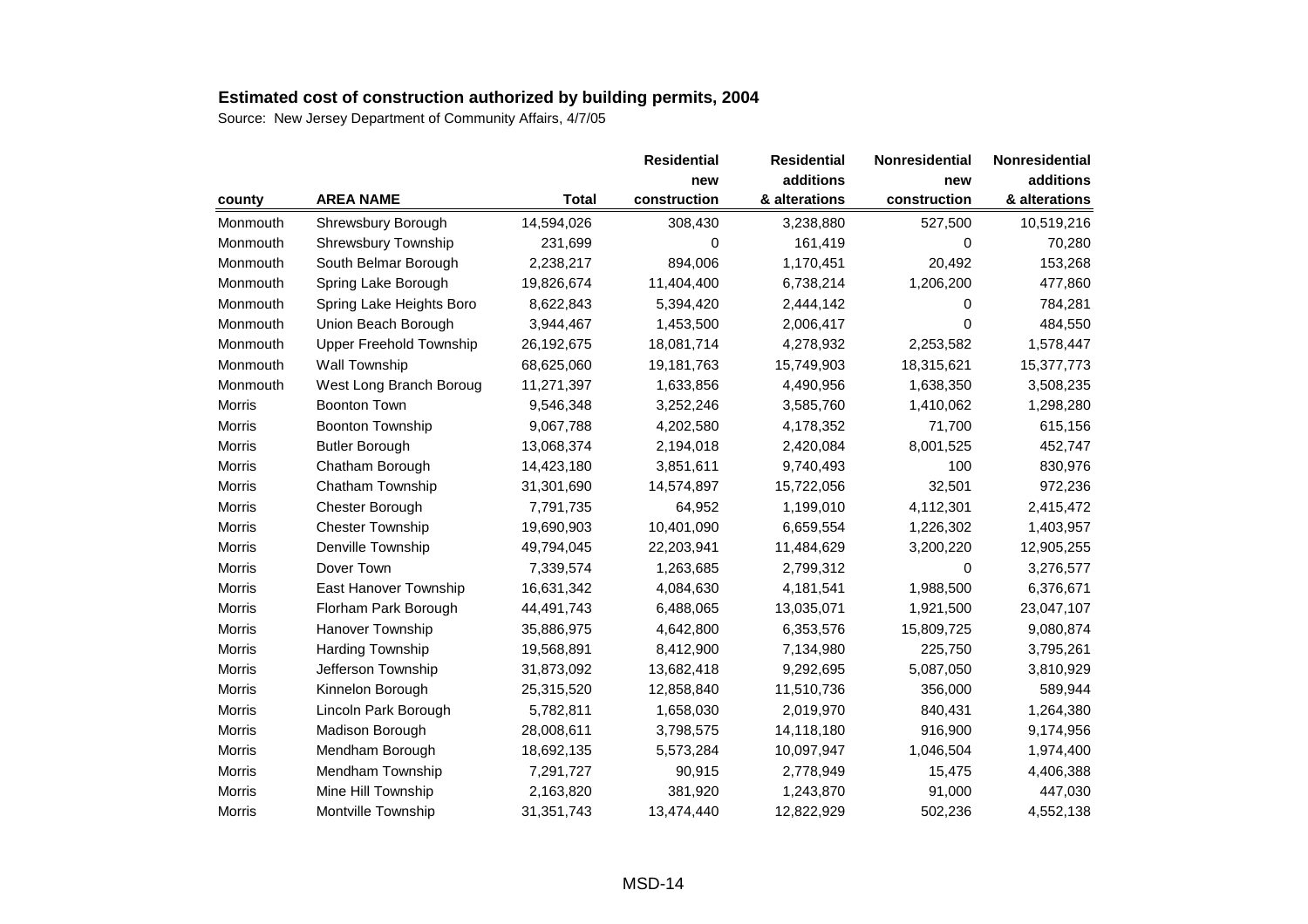## Estimated cost of construction authorized by building permits, 2004

Source: New Jersey Department of Community Affairs, 4/7/05

| county | AREA NAME | Total | Residential new construction | Residential additions & alterations | Nonresidential new construction | Nonresidential additions & alterations |
|---|---|---|---|---|---|---|
| Monmouth | Shrewsbury Borough | 14,594,026 | 308,430 | 3,238,880 | 527,500 | 10,519,216 |
| Monmouth | Shrewsbury Township | 231,699 | 0 | 161,419 | 0 | 70,280 |
| Monmouth | South Belmar Borough | 2,238,217 | 894,006 | 1,170,451 | 20,492 | 153,268 |
| Monmouth | Spring Lake Borough | 19,826,674 | 11,404,400 | 6,738,214 | 1,206,200 | 477,860 |
| Monmouth | Spring Lake Heights Boro | 8,622,843 | 5,394,420 | 2,444,142 | 0 | 784,281 |
| Monmouth | Union Beach Borough | 3,944,467 | 1,453,500 | 2,006,417 | 0 | 484,550 |
| Monmouth | Upper Freehold Township | 26,192,675 | 18,081,714 | 4,278,932 | 2,253,582 | 1,578,447 |
| Monmouth | Wall Township | 68,625,060 | 19,181,763 | 15,749,903 | 18,315,621 | 15,377,773 |
| Monmouth | West Long Branch Boroug | 11,271,397 | 1,633,856 | 4,490,956 | 1,638,350 | 3,508,235 |
| Morris | Boonton Town | 9,546,348 | 3,252,246 | 3,585,760 | 1,410,062 | 1,298,280 |
| Morris | Boonton Township | 9,067,788 | 4,202,580 | 4,178,352 | 71,700 | 615,156 |
| Morris | Butler Borough | 13,068,374 | 2,194,018 | 2,420,084 | 8,001,525 | 452,747 |
| Morris | Chatham Borough | 14,423,180 | 3,851,611 | 9,740,493 | 100 | 830,976 |
| Morris | Chatham Township | 31,301,690 | 14,574,897 | 15,722,056 | 32,501 | 972,236 |
| Morris | Chester Borough | 7,791,735 | 64,952 | 1,199,010 | 4,112,301 | 2,415,472 |
| Morris | Chester Township | 19,690,903 | 10,401,090 | 6,659,554 | 1,226,302 | 1,403,957 |
| Morris | Denville Township | 49,794,045 | 22,203,941 | 11,484,629 | 3,200,220 | 12,905,255 |
| Morris | Dover Town | 7,339,574 | 1,263,685 | 2,799,312 | 0 | 3,276,577 |
| Morris | East Hanover Township | 16,631,342 | 4,084,630 | 4,181,541 | 1,988,500 | 6,376,671 |
| Morris | Florham Park Borough | 44,491,743 | 6,488,065 | 13,035,071 | 1,921,500 | 23,047,107 |
| Morris | Hanover Township | 35,886,975 | 4,642,800 | 6,353,576 | 15,809,725 | 9,080,874 |
| Morris | Harding Township | 19,568,891 | 8,412,900 | 7,134,980 | 225,750 | 3,795,261 |
| Morris | Jefferson Township | 31,873,092 | 13,682,418 | 9,292,695 | 5,087,050 | 3,810,929 |
| Morris | Kinnelon Borough | 25,315,520 | 12,858,840 | 11,510,736 | 356,000 | 589,944 |
| Morris | Lincoln Park Borough | 5,782,811 | 1,658,030 | 2,019,970 | 840,431 | 1,264,380 |
| Morris | Madison Borough | 28,008,611 | 3,798,575 | 14,118,180 | 916,900 | 9,174,956 |
| Morris | Mendham Borough | 18,692,135 | 5,573,284 | 10,097,947 | 1,046,504 | 1,974,400 |
| Morris | Mendham Township | 7,291,727 | 90,915 | 2,778,949 | 15,475 | 4,406,388 |
| Morris | Mine Hill Township | 2,163,820 | 381,920 | 1,243,870 | 91,000 | 447,030 |
| Morris | Montville Township | 31,351,743 | 13,474,440 | 12,822,929 | 502,236 | 4,552,138 |

MSD-14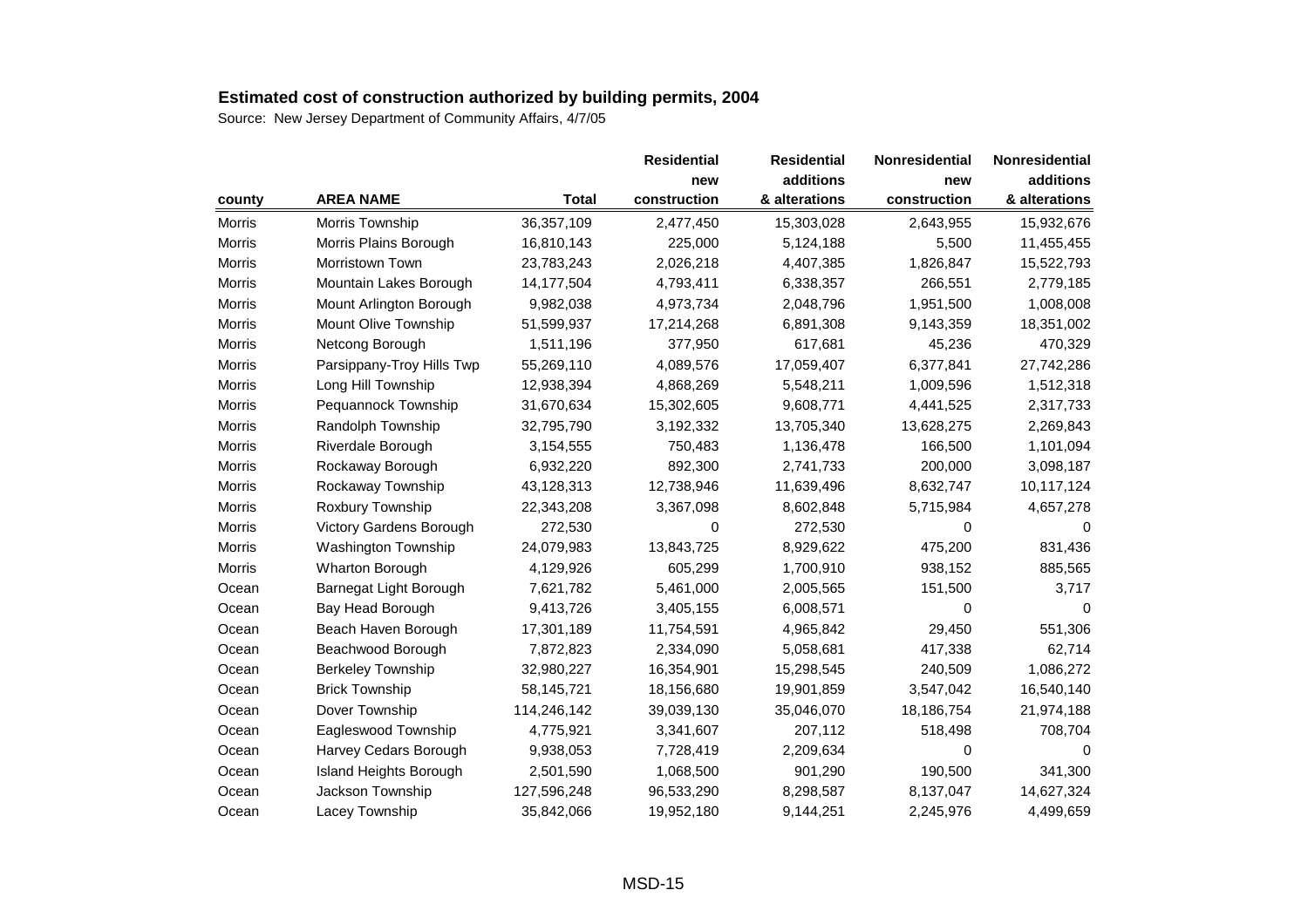## Estimated cost of construction authorized by building permits, 2004

Source: New Jersey Department of Community Affairs, 4/7/05

| county | AREA NAME | Total | Residential new construction | Residential additions & alterations | Nonresidential new construction | Nonresidential additions & alterations |
|---|---|---|---|---|---|---|
| Morris | Morris Township | 36,357,109 | 2,477,450 | 15,303,028 | 2,643,955 | 15,932,676 |
| Morris | Morris Plains Borough | 16,810,143 | 225,000 | 5,124,188 | 5,500 | 11,455,455 |
| Morris | Morristown Town | 23,783,243 | 2,026,218 | 4,407,385 | 1,826,847 | 15,522,793 |
| Morris | Mountain Lakes Borough | 14,177,504 | 4,793,411 | 6,338,357 | 266,551 | 2,779,185 |
| Morris | Mount Arlington Borough | 9,982,038 | 4,973,734 | 2,048,796 | 1,951,500 | 1,008,008 |
| Morris | Mount Olive Township | 51,599,937 | 17,214,268 | 6,891,308 | 9,143,359 | 18,351,002 |
| Morris | Netcong Borough | 1,511,196 | 377,950 | 617,681 | 45,236 | 470,329 |
| Morris | Parsippany-Troy Hills Twp | 55,269,110 | 4,089,576 | 17,059,407 | 6,377,841 | 27,742,286 |
| Morris | Long Hill Township | 12,938,394 | 4,868,269 | 5,548,211 | 1,009,596 | 1,512,318 |
| Morris | Pequannock Township | 31,670,634 | 15,302,605 | 9,608,771 | 4,441,525 | 2,317,733 |
| Morris | Randolph Township | 32,795,790 | 3,192,332 | 13,705,340 | 13,628,275 | 2,269,843 |
| Morris | Riverdale Borough | 3,154,555 | 750,483 | 1,136,478 | 166,500 | 1,101,094 |
| Morris | Rockaway Borough | 6,932,220 | 892,300 | 2,741,733 | 200,000 | 3,098,187 |
| Morris | Rockaway Township | 43,128,313 | 12,738,946 | 11,639,496 | 8,632,747 | 10,117,124 |
| Morris | Roxbury Township | 22,343,208 | 3,367,098 | 8,602,848 | 5,715,984 | 4,657,278 |
| Morris | Victory Gardens Borough | 272,530 | 0 | 272,530 | 0 | 0 |
| Morris | Washington Township | 24,079,983 | 13,843,725 | 8,929,622 | 475,200 | 831,436 |
| Morris | Wharton Borough | 4,129,926 | 605,299 | 1,700,910 | 938,152 | 885,565 |
| Ocean | Barnegat Light Borough | 7,621,782 | 5,461,000 | 2,005,565 | 151,500 | 3,717 |
| Ocean | Bay Head Borough | 9,413,726 | 3,405,155 | 6,008,571 | 0 | 0 |
| Ocean | Beach Haven Borough | 17,301,189 | 11,754,591 | 4,965,842 | 29,450 | 551,306 |
| Ocean | Beachwood Borough | 7,872,823 | 2,334,090 | 5,058,681 | 417,338 | 62,714 |
| Ocean | Berkeley Township | 32,980,227 | 16,354,901 | 15,298,545 | 240,509 | 1,086,272 |
| Ocean | Brick Township | 58,145,721 | 18,156,680 | 19,901,859 | 3,547,042 | 16,540,140 |
| Ocean | Dover Township | 114,246,142 | 39,039,130 | 35,046,070 | 18,186,754 | 21,974,188 |
| Ocean | Eagleswood Township | 4,775,921 | 3,341,607 | 207,112 | 518,498 | 708,704 |
| Ocean | Harvey Cedars Borough | 9,938,053 | 7,728,419 | 2,209,634 | 0 | 0 |
| Ocean | Island Heights Borough | 2,501,590 | 1,068,500 | 901,290 | 190,500 | 341,300 |
| Ocean | Jackson Township | 127,596,248 | 96,533,290 | 8,298,587 | 8,137,047 | 14,627,324 |
| Ocean | Lacey Township | 35,842,066 | 19,952,180 | 9,144,251 | 2,245,976 | 4,499,659 |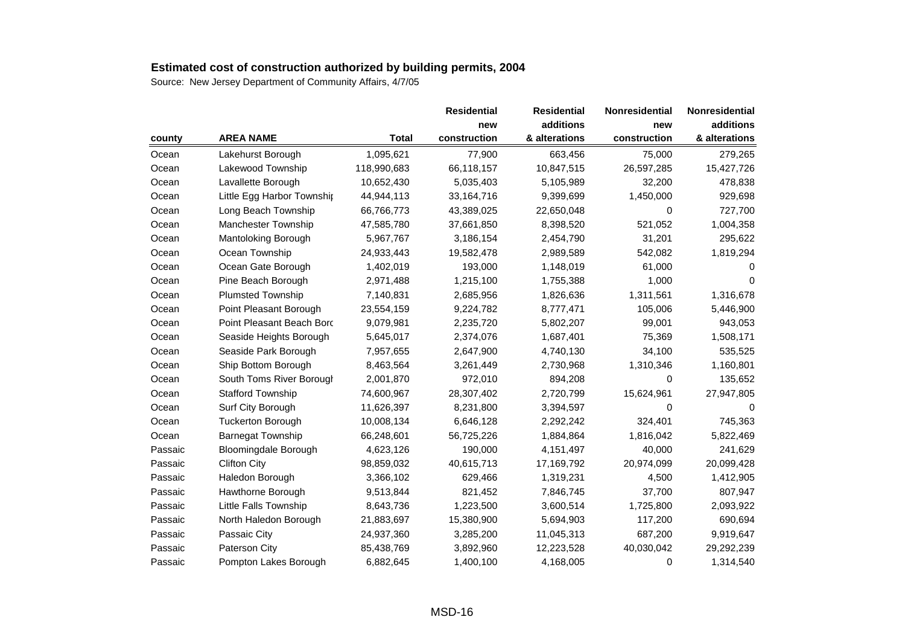## Estimated cost of construction authorized by building permits, 2004

Source: New Jersey Department of Community Affairs, 4/7/05

| county | AREA NAME | Total | Residential new construction | Residential additions & alterations | Nonresidential new construction | Nonresidential additions & alterations |
|---|---|---|---|---|---|---|
| Ocean | Lakehurst Borough | 1,095,621 | 77,900 | 663,456 | 75,000 | 279,265 |
| Ocean | Lakewood Township | 118,990,683 | 66,118,157 | 10,847,515 | 26,597,285 | 15,427,726 |
| Ocean | Lavallette Borough | 10,652,430 | 5,035,403 | 5,105,989 | 32,200 | 478,838 |
| Ocean | Little Egg Harbor Townshi | 44,944,113 | 33,164,716 | 9,399,699 | 1,450,000 | 929,698 |
| Ocean | Long Beach Township | 66,766,773 | 43,389,025 | 22,650,048 | 0 | 727,700 |
| Ocean | Manchester Township | 47,585,780 | 37,661,850 | 8,398,520 | 521,052 | 1,004,358 |
| Ocean | Mantoloking Borough | 5,967,767 | 3,186,154 | 2,454,790 | 31,201 | 295,622 |
| Ocean | Ocean Township | 24,933,443 | 19,582,478 | 2,989,589 | 542,082 | 1,819,294 |
| Ocean | Ocean Gate Borough | 1,402,019 | 193,000 | 1,148,019 | 61,000 | 0 |
| Ocean | Pine Beach Borough | 2,971,488 | 1,215,100 | 1,755,388 | 1,000 | 0 |
| Ocean | Plumsted Township | 7,140,831 | 2,685,956 | 1,826,636 | 1,311,561 | 1,316,678 |
| Ocean | Point Pleasant Borough | 23,554,159 | 9,224,782 | 8,777,471 | 105,006 | 5,446,900 |
| Ocean | Point Pleasant Beach Borc | 9,079,981 | 2,235,720 | 5,802,207 | 99,001 | 943,053 |
| Ocean | Seaside Heights Borough | 5,645,017 | 2,374,076 | 1,687,401 | 75,369 | 1,508,171 |
| Ocean | Seaside Park Borough | 7,957,655 | 2,647,900 | 4,740,130 | 34,100 | 535,525 |
| Ocean | Ship Bottom Borough | 8,463,564 | 3,261,449 | 2,730,968 | 1,310,346 | 1,160,801 |
| Ocean | South Toms River Borough | 2,001,870 | 972,010 | 894,208 | 0 | 135,652 |
| Ocean | Stafford Township | 74,600,967 | 28,307,402 | 2,720,799 | 15,624,961 | 27,947,805 |
| Ocean | Surf City Borough | 11,626,397 | 8,231,800 | 3,394,597 | 0 | 0 |
| Ocean | Tuckerton Borough | 10,008,134 | 6,646,128 | 2,292,242 | 324,401 | 745,363 |
| Ocean | Barnegat Township | 66,248,601 | 56,725,226 | 1,884,864 | 1,816,042 | 5,822,469 |
| Passaic | Bloomingdale Borough | 4,623,126 | 190,000 | 4,151,497 | 40,000 | 241,629 |
| Passaic | Clifton City | 98,859,032 | 40,615,713 | 17,169,792 | 20,974,099 | 20,099,428 |
| Passaic | Haledon Borough | 3,366,102 | 629,466 | 1,319,231 | 4,500 | 1,412,905 |
| Passaic | Hawthorne Borough | 9,513,844 | 821,452 | 7,846,745 | 37,700 | 807,947 |
| Passaic | Little Falls Township | 8,643,736 | 1,223,500 | 3,600,514 | 1,725,800 | 2,093,922 |
| Passaic | North Haledon Borough | 21,883,697 | 15,380,900 | 5,694,903 | 117,200 | 690,694 |
| Passaic | Passaic City | 24,937,360 | 3,285,200 | 11,045,313 | 687,200 | 9,919,647 |
| Passaic | Paterson City | 85,438,769 | 3,892,960 | 12,223,528 | 40,030,042 | 29,292,239 |
| Passaic | Pompton Lakes Borough | 6,882,645 | 1,400,100 | 4,168,005 | 0 | 1,314,540 |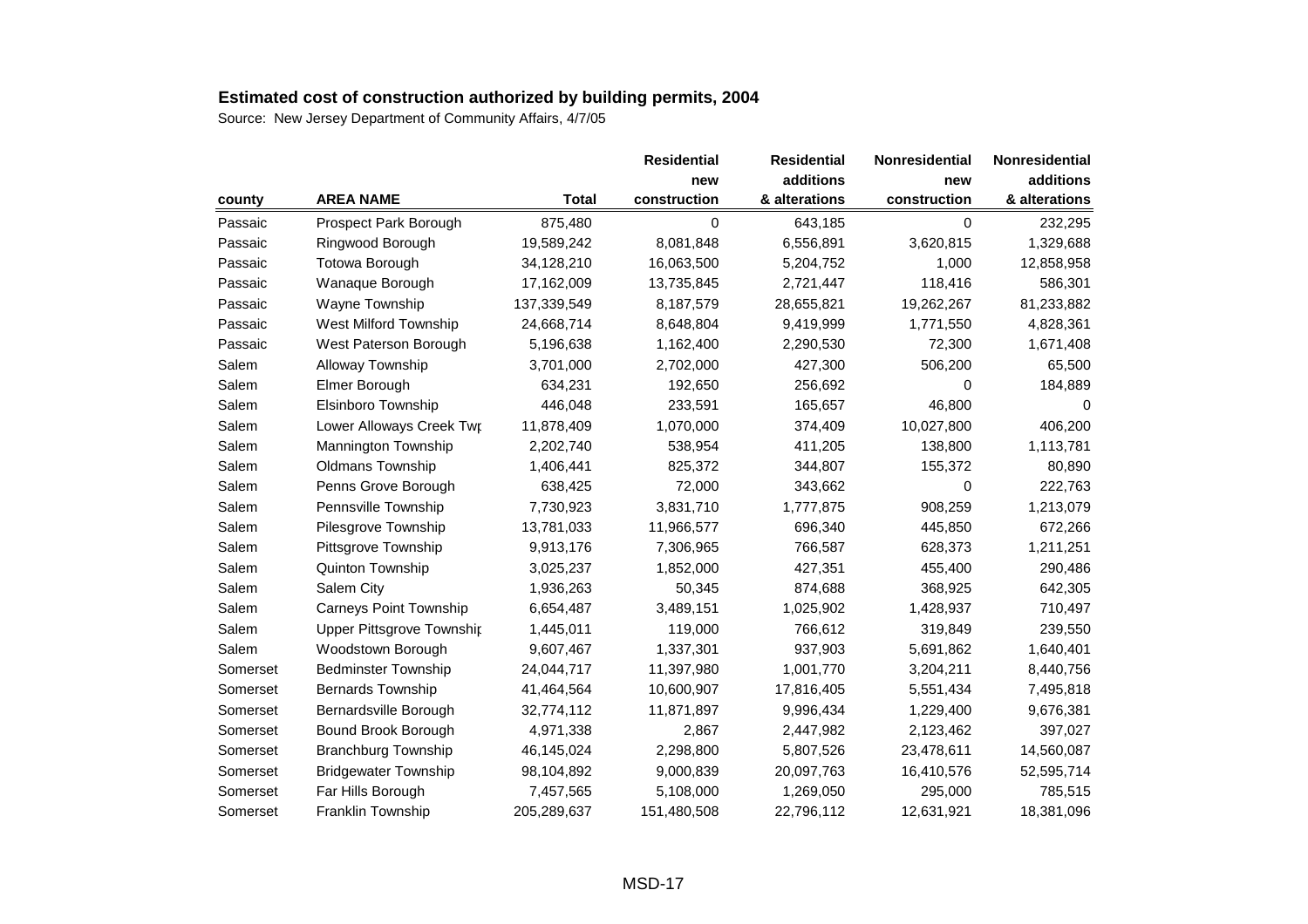## Estimated cost of construction authorized by building permits, 2004

Source: New Jersey Department of Community Affairs, 4/7/05

| county | AREA NAME | Total | Residential new construction | Residential additions & alterations | Nonresidential new construction | Nonresidential additions & alterations |
|---|---|---|---|---|---|---|
| Passaic | Prospect Park Borough | 875,480 | 0 | 643,185 | 0 | 232,295 |
| Passaic | Ringwood Borough | 19,589,242 | 8,081,848 | 6,556,891 | 3,620,815 | 1,329,688 |
| Passaic | Totowa Borough | 34,128,210 | 16,063,500 | 5,204,752 | 1,000 | 12,858,958 |
| Passaic | Wanaque Borough | 17,162,009 | 13,735,845 | 2,721,447 | 118,416 | 586,301 |
| Passaic | Wayne Township | 137,339,549 | 8,187,579 | 28,655,821 | 19,262,267 | 81,233,882 |
| Passaic | West Milford Township | 24,668,714 | 8,648,804 | 9,419,999 | 1,771,550 | 4,828,361 |
| Passaic | West Paterson Borough | 5,196,638 | 1,162,400 | 2,290,530 | 72,300 | 1,671,408 |
| Salem | Alloway Township | 3,701,000 | 2,702,000 | 427,300 | 506,200 | 65,500 |
| Salem | Elmer Borough | 634,231 | 192,650 | 256,692 | 0 | 184,889 |
| Salem | Elsinboro Township | 446,048 | 233,591 | 165,657 | 46,800 | 0 |
| Salem | Lower Alloways Creek Twp | 11,878,409 | 1,070,000 | 374,409 | 10,027,800 | 406,200 |
| Salem | Mannington Township | 2,202,740 | 538,954 | 411,205 | 138,800 | 1,113,781 |
| Salem | Oldmans Township | 1,406,441 | 825,372 | 344,807 | 155,372 | 80,890 |
| Salem | Penns Grove Borough | 638,425 | 72,000 | 343,662 | 0 | 222,763 |
| Salem | Pennsville Township | 7,730,923 | 3,831,710 | 1,777,875 | 908,259 | 1,213,079 |
| Salem | Pilesgrove Township | 13,781,033 | 11,966,577 | 696,340 | 445,850 | 672,266 |
| Salem | Pittsgrove Township | 9,913,176 | 7,306,965 | 766,587 | 628,373 | 1,211,251 |
| Salem | Quinton Township | 3,025,237 | 1,852,000 | 427,351 | 455,400 | 290,486 |
| Salem | Salem City | 1,936,263 | 50,345 | 874,688 | 368,925 | 642,305 |
| Salem | Carneys Point Township | 6,654,487 | 3,489,151 | 1,025,902 | 1,428,937 | 710,497 |
| Salem | Upper Pittsgrove Township | 1,445,011 | 119,000 | 766,612 | 319,849 | 239,550 |
| Salem | Woodstown Borough | 9,607,467 | 1,337,301 | 937,903 | 5,691,862 | 1,640,401 |
| Somerset | Bedminster Township | 24,044,717 | 11,397,980 | 1,001,770 | 3,204,211 | 8,440,756 |
| Somerset | Bernards Township | 41,464,564 | 10,600,907 | 17,816,405 | 5,551,434 | 7,495,818 |
| Somerset | Bernardsville Borough | 32,774,112 | 11,871,897 | 9,996,434 | 1,229,400 | 9,676,381 |
| Somerset | Bound Brook Borough | 4,971,338 | 2,867 | 2,447,982 | 2,123,462 | 397,027 |
| Somerset | Branchburg Township | 46,145,024 | 2,298,800 | 5,807,526 | 23,478,611 | 14,560,087 |
| Somerset | Bridgewater Township | 98,104,892 | 9,000,839 | 20,097,763 | 16,410,576 | 52,595,714 |
| Somerset | Far Hills Borough | 7,457,565 | 5,108,000 | 1,269,050 | 295,000 | 785,515 |
| Somerset | Franklin Township | 205,289,637 | 151,480,508 | 22,796,112 | 12,631,921 | 18,381,096 |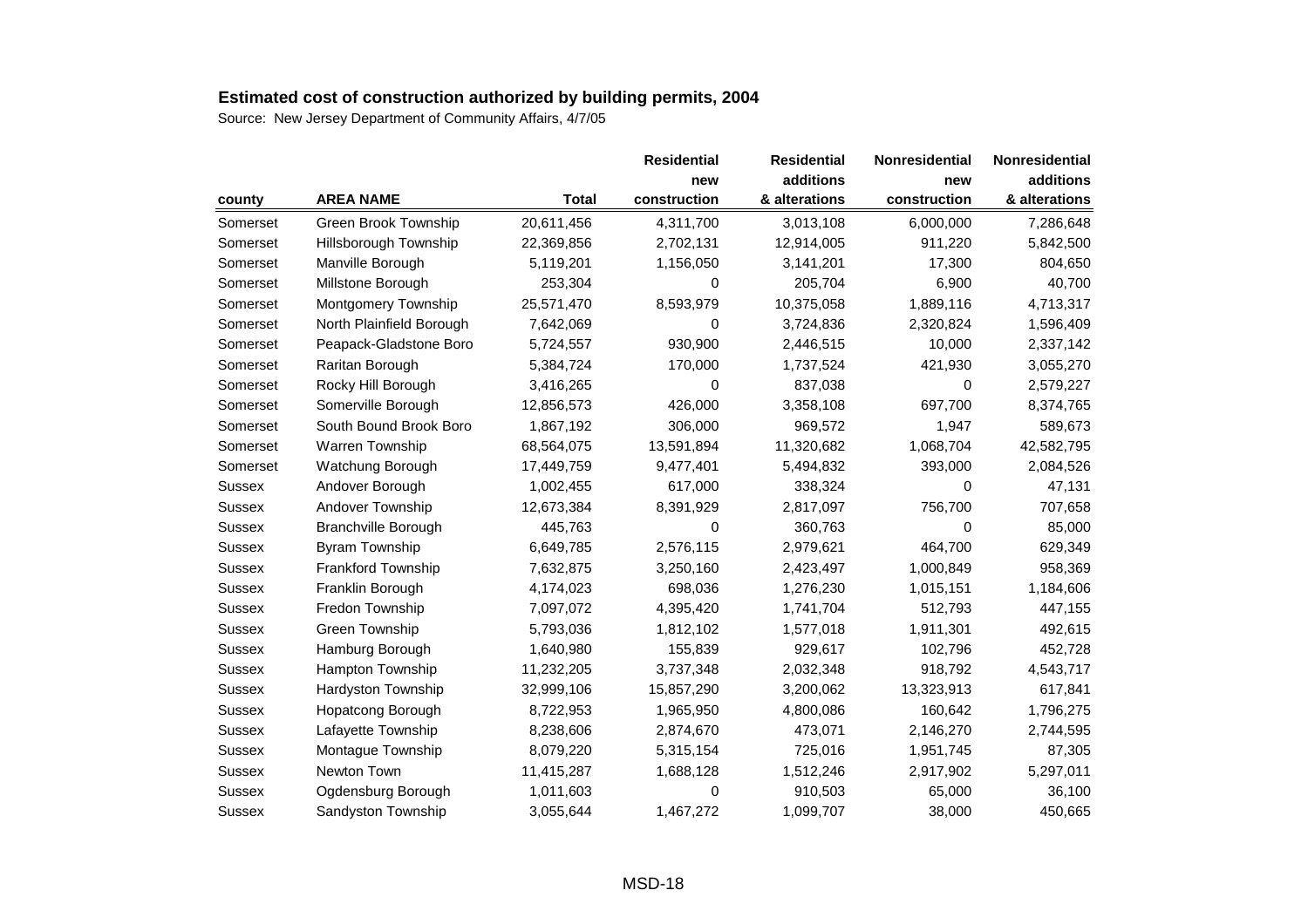**Estimated cost of construction authorized by building permits, 2004**

Source: New Jersey Department of Community Affairs, 4/7/05

| county | AREA NAME | Total | Residential new construction | Residential additions & alterations | Nonresidential new construction | Nonresidential additions & alterations |
|---|---|---|---|---|---|---|
| Somerset | Green Brook Township | 20,611,456 | 4,311,700 | 3,013,108 | 6,000,000 | 7,286,648 |
| Somerset | Hillsborough Township | 22,369,856 | 2,702,131 | 12,914,005 | 911,220 | 5,842,500 |
| Somerset | Manville Borough | 5,119,201 | 1,156,050 | 3,141,201 | 17,300 | 804,650 |
| Somerset | Millstone Borough | 253,304 | 0 | 205,704 | 6,900 | 40,700 |
| Somerset | Montgomery Township | 25,571,470 | 8,593,979 | 10,375,058 | 1,889,116 | 4,713,317 |
| Somerset | North Plainfield Borough | 7,642,069 | 0 | 3,724,836 | 2,320,824 | 1,596,409 |
| Somerset | Peapack-Gladstone Boro | 5,724,557 | 930,900 | 2,446,515 | 10,000 | 2,337,142 |
| Somerset | Raritan Borough | 5,384,724 | 170,000 | 1,737,524 | 421,930 | 3,055,270 |
| Somerset | Rocky Hill Borough | 3,416,265 | 0 | 837,038 | 0 | 2,579,227 |
| Somerset | Somerville Borough | 12,856,573 | 426,000 | 3,358,108 | 697,700 | 8,374,765 |
| Somerset | South Bound Brook Boro | 1,867,192 | 306,000 | 969,572 | 1,947 | 589,673 |
| Somerset | Warren Township | 68,564,075 | 13,591,894 | 11,320,682 | 1,068,704 | 42,582,795 |
| Somerset | Watchung Borough | 17,449,759 | 9,477,401 | 5,494,832 | 393,000 | 2,084,526 |
| Sussex | Andover Borough | 1,002,455 | 617,000 | 338,324 | 0 | 47,131 |
| Sussex | Andover Township | 12,673,384 | 8,391,929 | 2,817,097 | 756,700 | 707,658 |
| Sussex | Branchville Borough | 445,763 | 0 | 360,763 | 0 | 85,000 |
| Sussex | Byram Township | 6,649,785 | 2,576,115 | 2,979,621 | 464,700 | 629,349 |
| Sussex | Frankford Township | 7,632,875 | 3,250,160 | 2,423,497 | 1,000,849 | 958,369 |
| Sussex | Franklin Borough | 4,174,023 | 698,036 | 1,276,230 | 1,015,151 | 1,184,606 |
| Sussex | Fredon Township | 7,097,072 | 4,395,420 | 1,741,704 | 512,793 | 447,155 |
| Sussex | Green Township | 5,793,036 | 1,812,102 | 1,577,018 | 1,911,301 | 492,615 |
| Sussex | Hamburg Borough | 1,640,980 | 155,839 | 929,617 | 102,796 | 452,728 |
| Sussex | Hampton Township | 11,232,205 | 3,737,348 | 2,032,348 | 918,792 | 4,543,717 |
| Sussex | Hardyston Township | 32,999,106 | 15,857,290 | 3,200,062 | 13,323,913 | 617,841 |
| Sussex | Hopatcong Borough | 8,722,953 | 1,965,950 | 4,800,086 | 160,642 | 1,796,275 |
| Sussex | Lafayette Township | 8,238,606 | 2,874,670 | 473,071 | 2,146,270 | 2,744,595 |
| Sussex | Montague Township | 8,079,220 | 5,315,154 | 725,016 | 1,951,745 | 87,305 |
| Sussex | Newton Town | 11,415,287 | 1,688,128 | 1,512,246 | 2,917,902 | 5,297,011 |
| Sussex | Ogdensburg Borough | 1,011,603 | 0 | 910,503 | 65,000 | 36,100 |
| Sussex | Sandyston Township | 3,055,644 | 1,467,272 | 1,099,707 | 38,000 | 450,665 |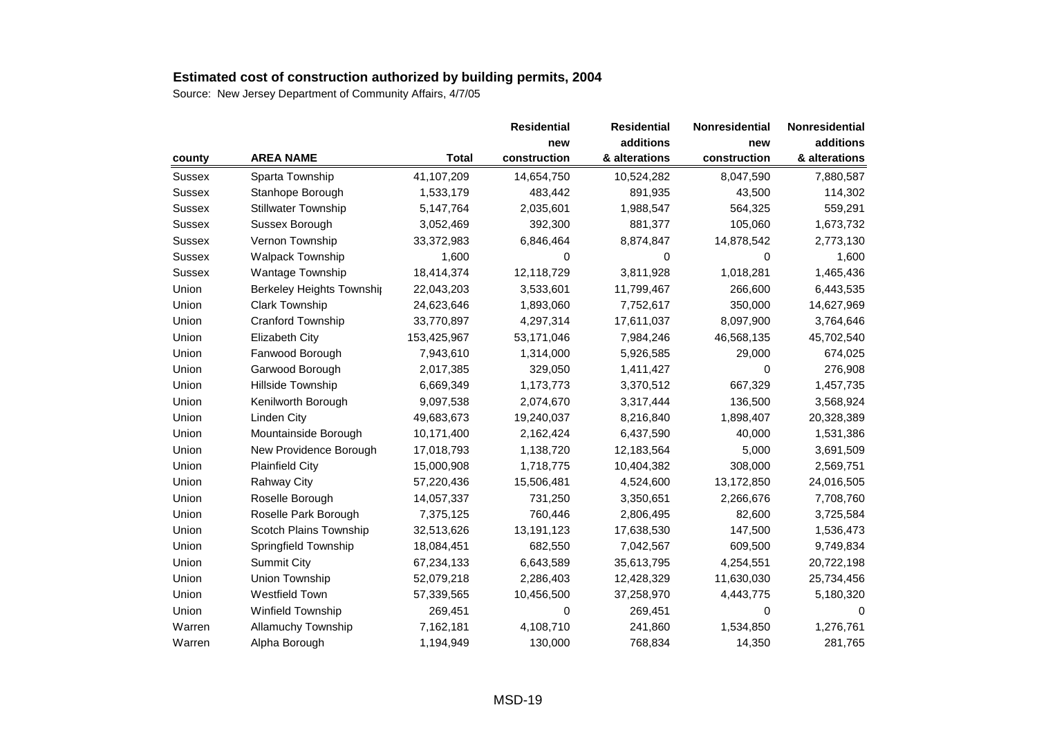**Estimated cost of construction authorized by building permits, 2004**

Source: New Jersey Department of Community Affairs, 4/7/05

| county | AREA NAME | Total | Residential new construction | Residential additions & alterations | Nonresidential new construction | Nonresidential additions & alterations |
|---|---|---|---|---|---|---|
| Sussex | Sparta Township | 41,107,209 | 14,654,750 | 10,524,282 | 8,047,590 | 7,880,587 |
| Sussex | Stanhope Borough | 1,533,179 | 483,442 | 891,935 | 43,500 | 114,302 |
| Sussex | Stillwater Township | 5,147,764 | 2,035,601 | 1,988,547 | 564,325 | 559,291 |
| Sussex | Sussex Borough | 3,052,469 | 392,300 | 881,377 | 105,060 | 1,673,732 |
| Sussex | Vernon Township | 33,372,983 | 6,846,464 | 8,874,847 | 14,878,542 | 2,773,130 |
| Sussex | Walpack Township | 1,600 | 0 | 0 | 0 | 1,600 |
| Sussex | Wantage Township | 18,414,374 | 12,118,729 | 3,811,928 | 1,018,281 | 1,465,436 |
| Union | Berkeley Heights Townshi | 22,043,203 | 3,533,601 | 11,799,467 | 266,600 | 6,443,535 |
| Union | Clark Township | 24,623,646 | 1,893,060 | 7,752,617 | 350,000 | 14,627,969 |
| Union | Cranford Township | 33,770,897 | 4,297,314 | 17,611,037 | 8,097,900 | 3,764,646 |
| Union | Elizabeth City | 153,425,967 | 53,171,046 | 7,984,246 | 46,568,135 | 45,702,540 |
| Union | Fanwood Borough | 7,943,610 | 1,314,000 | 5,926,585 | 29,000 | 674,025 |
| Union | Garwood Borough | 2,017,385 | 329,050 | 1,411,427 | 0 | 276,908 |
| Union | Hillside Township | 6,669,349 | 1,173,773 | 3,370,512 | 667,329 | 1,457,735 |
| Union | Kenilworth Borough | 9,097,538 | 2,074,670 | 3,317,444 | 136,500 | 3,568,924 |
| Union | Linden City | 49,683,673 | 19,240,037 | 8,216,840 | 1,898,407 | 20,328,389 |
| Union | Mountainside Borough | 10,171,400 | 2,162,424 | 6,437,590 | 40,000 | 1,531,386 |
| Union | New Providence Borough | 17,018,793 | 1,138,720 | 12,183,564 | 5,000 | 3,691,509 |
| Union | Plainfield City | 15,000,908 | 1,718,775 | 10,404,382 | 308,000 | 2,569,751 |
| Union | Rahway City | 57,220,436 | 15,506,481 | 4,524,600 | 13,172,850 | 24,016,505 |
| Union | Roselle Borough | 14,057,337 | 731,250 | 3,350,651 | 2,266,676 | 7,708,760 |
| Union | Roselle Park Borough | 7,375,125 | 760,446 | 2,806,495 | 82,600 | 3,725,584 |
| Union | Scotch Plains Township | 32,513,626 | 13,191,123 | 17,638,530 | 147,500 | 1,536,473 |
| Union | Springfield Township | 18,084,451 | 682,550 | 7,042,567 | 609,500 | 9,749,834 |
| Union | Summit City | 67,234,133 | 6,643,589 | 35,613,795 | 4,254,551 | 20,722,198 |
| Union | Union Township | 52,079,218 | 2,286,403 | 12,428,329 | 11,630,030 | 25,734,456 |
| Union | Westfield Town | 57,339,565 | 10,456,500 | 37,258,970 | 4,443,775 | 5,180,320 |
| Union | Winfield Township | 269,451 | 0 | 269,451 | 0 | 0 |
| Warren | Allamuchy Township | 7,162,181 | 4,108,710 | 241,860 | 1,534,850 | 1,276,761 |
| Warren | Alpha Borough | 1,194,949 | 130,000 | 768,834 | 14,350 | 281,765 |

MSD-19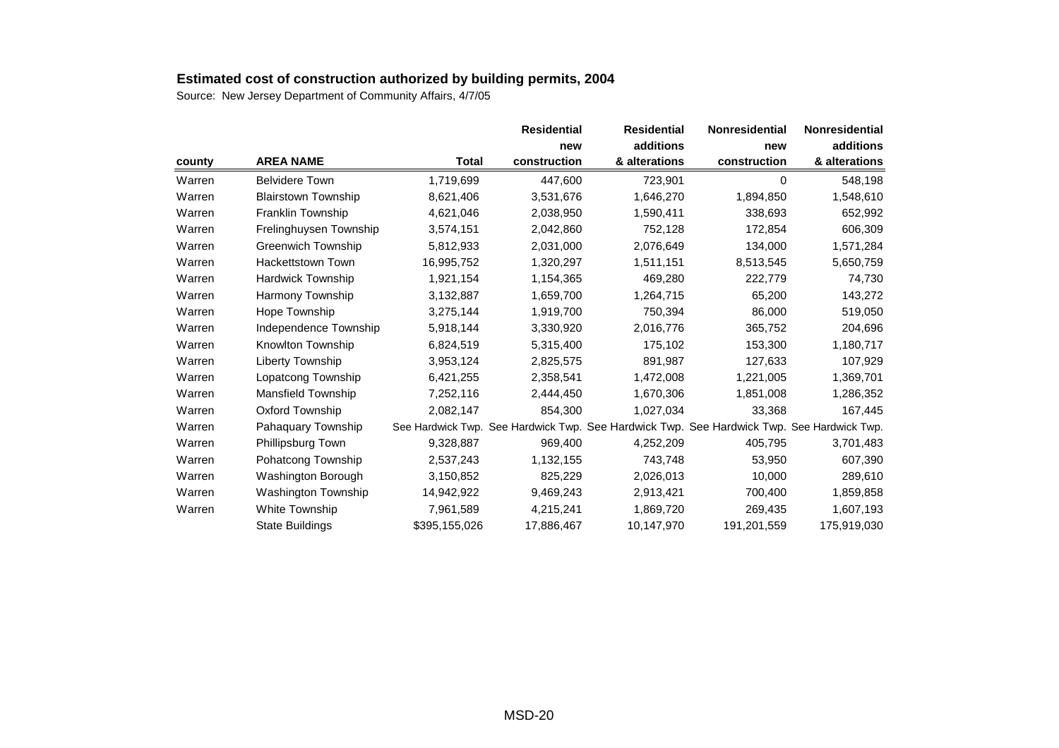# Estimated cost of construction authorized by building permits, 2004

Source: New Jersey Department of Community Affairs, 4/7/05

| county | AREA NAME | Total | Residential new construction | Residential additions & alterations | Nonresidential new construction | Nonresidential additions & alterations |
|---|---|---|---|---|---|---|
| Warren | Belvidere Town | 1,719,699 | 447,600 | 723,901 | 0 | 548,198 |
| Warren | Blairstown Township | 8,621,406 | 3,531,676 | 1,646,270 | 1,894,850 | 1,548,610 |
| Warren | Franklin Township | 4,621,046 | 2,038,950 | 1,590,411 | 338,693 | 652,992 |
| Warren | Frelinghuysen Township | 3,574,151 | 2,042,860 | 752,128 | 172,854 | 606,309 |
| Warren | Greenwich Township | 5,812,933 | 2,031,000 | 2,076,649 | 134,000 | 1,571,284 |
| Warren | Hackettstown Town | 16,995,752 | 1,320,297 | 1,511,151 | 8,513,545 | 5,650,759 |
| Warren | Hardwick Township | 1,921,154 | 1,154,365 | 469,280 | 222,779 | 74,730 |
| Warren | Harmony Township | 3,132,887 | 1,659,700 | 1,264,715 | 65,200 | 143,272 |
| Warren | Hope Township | 3,275,144 | 1,919,700 | 750,394 | 86,000 | 519,050 |
| Warren | Independence Township | 5,918,144 | 3,330,920 | 2,016,776 | 365,752 | 204,696 |
| Warren | Knowlton Township | 6,824,519 | 5,315,400 | 175,102 | 153,300 | 1,180,717 |
| Warren | Liberty Township | 3,953,124 | 2,825,575 | 891,987 | 127,633 | 107,929 |
| Warren | Lopatcong Township | 6,421,255 | 2,358,541 | 1,472,008 | 1,221,005 | 1,369,701 |
| Warren | Mansfield Township | 7,252,116 | 2,444,450 | 1,670,306 | 1,851,008 | 1,286,352 |
| Warren | Oxford Township | 2,082,147 | 854,300 | 1,027,034 | 33,368 | 167,445 |
| Warren | Pahaquary Township | See Hardwick Twp. | See Hardwick Twp. | See Hardwick Twp. | See Hardwick Twp. | See Hardwick Twp. |
| Warren | Phillipsburg Town | 9,328,887 | 969,400 | 4,252,209 | 405,795 | 3,701,483 |
| Warren | Pohatcong Township | 2,537,243 | 1,132,155 | 743,748 | 53,950 | 607,390 |
| Warren | Washington Borough | 3,150,852 | 825,229 | 2,026,013 | 10,000 | 289,610 |
| Warren | Washington Township | 14,942,922 | 9,469,243 | 2,913,421 | 700,400 | 1,859,858 |
| Warren | White Township | 7,961,589 | 4,215,241 | 1,869,720 | 269,435 | 1,607,193 |
| | State Buildings | $395,155,026 | 17,886,467 | 10,147,970 | 191,201,559 | 175,919,030 |